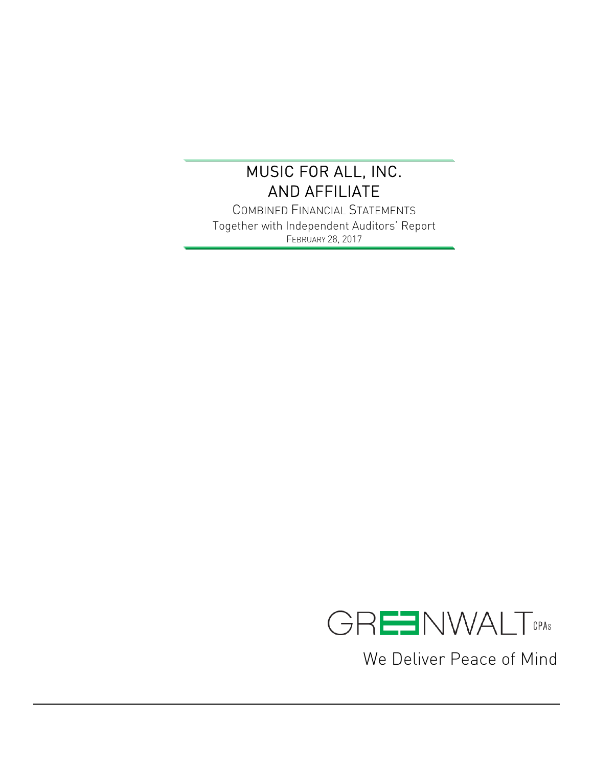# MUSIC FOR ALL, INC. AND AFFILIATE

COMBINED FINANCIAL STATEMENTS

Together with Independent Auditors' Report

FEBRUARY 28, 2017

GREENWALT CPAs

We Deliver Peace of Mind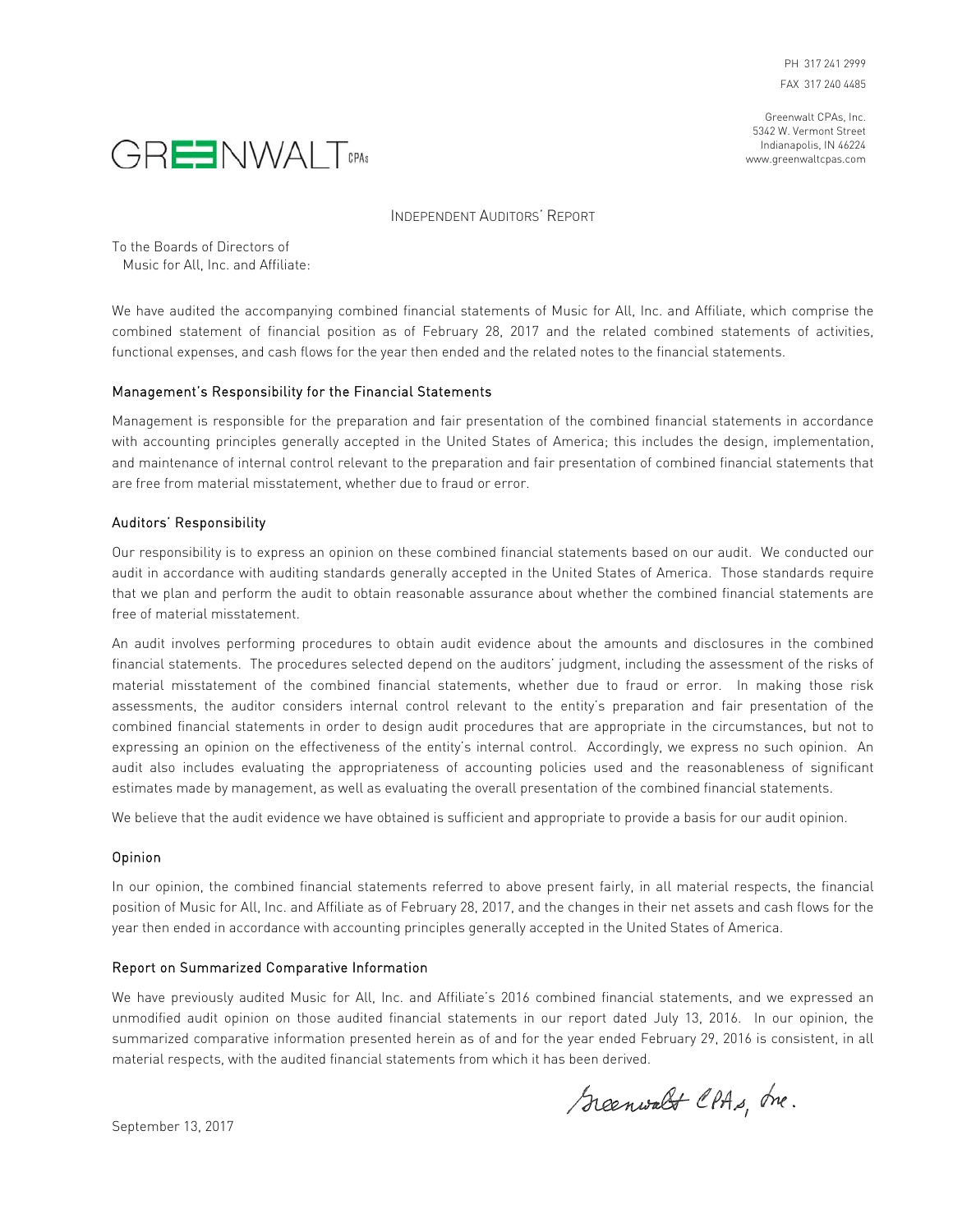PH 317 241 2999
FAX 317 240 4485

Greenwalt CPAs, Inc.
5342 W. Vermont Street
Indianapolis, IN 46224
www.greenwaltcpas.com

GREENWALT CPAs

# INDEPENDENT AUDITORS' REPORT

To the Boards of Directors of
Music for All, Inc. and Affiliate:

We have audited the accompanying combined financial statements of Music for All, Inc. and Affiliate, which comprise the combined statement of financial position as of February 28, 2017 and the related combined statements of activities, functional expenses, and cash flows for the year then ended and the related notes to the financial statements.

## Management's Responsibility for the Financial Statements

Management is responsible for the preparation and fair presentation of the combined financial statements in accordance with accounting principles generally accepted in the United States of America; this includes the design, implementation, and maintenance of internal control relevant to the preparation and fair presentation of combined financial statements that are free from material misstatement, whether due to fraud or error.

## Auditors' Responsibility

Our responsibility is to express an opinion on these combined financial statements based on our audit. We conducted our audit in accordance with auditing standards generally accepted in the United States of America. Those standards require that we plan and perform the audit to obtain reasonable assurance about whether the combined financial statements are free of material misstatement.

An audit involves performing procedures to obtain audit evidence about the amounts and disclosures in the combined financial statements. The procedures selected depend on the auditors' judgment, including the assessment of the risks of material misstatement of the combined financial statements, whether due to fraud or error. In making those risk assessments, the auditor considers internal control relevant to the entity's preparation and fair presentation of the combined financial statements in order to design audit procedures that are appropriate in the circumstances, but not to expressing an opinion on the effectiveness of the entity's internal control. Accordingly, we express no such opinion. An audit also includes evaluating the appropriateness of accounting policies used and the reasonableness of significant estimates made by management, as well as evaluating the overall presentation of the combined financial statements.

We believe that the audit evidence we have obtained is sufficient and appropriate to provide a basis for our audit opinion.

## Opinion

In our opinion, the combined financial statements referred to above present fairly, in all material respects, the financial position of Music for All, Inc. and Affiliate as of February 28, 2017, and the changes in their net assets and cash flows for the year then ended in accordance with accounting principles generally accepted in the United States of America.

## Report on Summarized Comparative Information

We have previously audited Music for All, Inc. and Affiliate's 2016 combined financial statements, and we expressed an unmodified audit opinion on those audited financial statements in our report dated July 13, 2016. In our opinion, the summarized comparative information presented herein as of and for the year ended February 29, 2016 is consistent, in all material respects, with the audited financial statements from which it has been derived.

Greenwalt CPAs, Inc.

September 13, 2017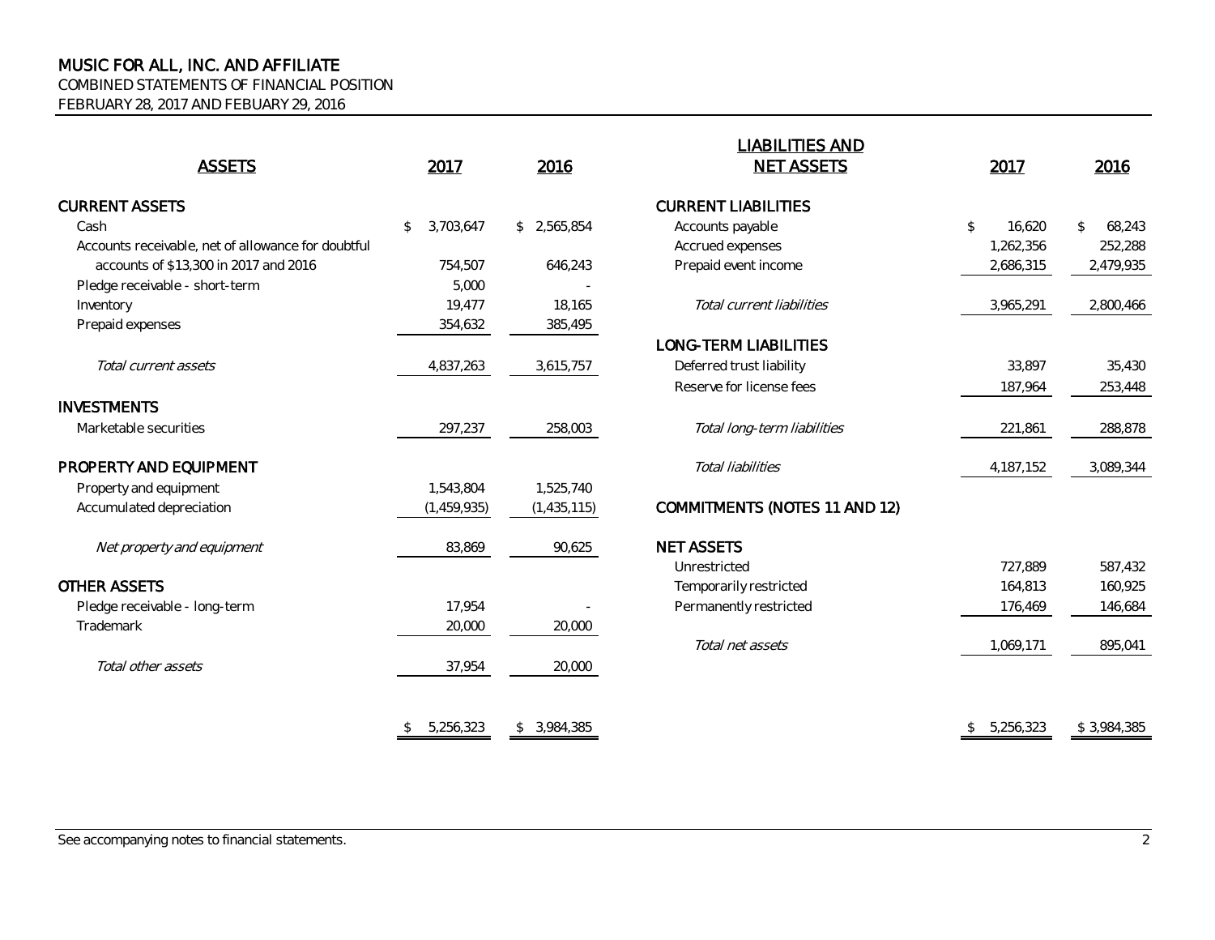# MUSIC FOR ALL, INC. AND AFFILIATE

COMBINED STATEMENTS OF FINANCIAL POSITION

FEBRUARY 28, 2017 AND FEBUARY 29, 2016

| ASSETS | 2017 | 2016 |
|---|---|---|
| **CURRENT ASSETS** | | |
| Cash | $ 3,703,647 | $ 2,565,854 |
| Accounts receivable, net of allowance for doubtful accounts of $13,300 in 2017 and 2016 | 754,507 | 646,243 |
| Pledge receivable - short-term | 5,000 | - |
| Inventory | 19,477 | 18,165 |
| Prepaid expenses | 354,632 | 385,495 |
| *Total current assets* | 4,837,263 | 3,615,757 |
| **INVESTMENTS** | | |
| Marketable securities | 297,237 | 258,003 |
| **PROPERTY AND EQUIPMENT** | | |
| Property and equipment | 1,543,804 | 1,525,740 |
| Accumulated depreciation | (1,459,935) | (1,435,115) |
| *Net property and equipment* | 83,869 | 90,625 |
| **OTHER ASSETS** | | |
| Pledge receivable - long-term | 17,954 | - |
| Trademark | 20,000 | 20,000 |
| *Total other assets* | 37,954 | 20,000 |
| | $ 5,256,323 | $ 3,984,385 |

| LIABILITIES AND NET ASSETS | 2017 | 2016 |
|---|---|---|
| **CURRENT LIABILITIES** | | |
| Accounts payable | $ 16,620 | $ 68,243 |
| Accrued expenses | 1,262,356 | 252,288 |
| Prepaid event income | 2,686,315 | 2,479,935 |
| *Total current liabilities* | 3,965,291 | 2,800,466 |
| **LONG-TERM LIABILITIES** | | |
| Deferred trust liability | 33,897 | 35,430 |
| Reserve for license fees | 187,964 | 253,448 |
| *Total long-term liabilities* | 221,861 | 288,878 |
| *Total liabilities* | 4,187,152 | 3,089,344 |
| **COMMITMENTS (NOTES 11 AND 12)** | | |
| **NET ASSETS** | | |
| Unrestricted | 727,889 | 587,432 |
| Temporarily restricted | 164,813 | 160,925 |
| Permanently restricted | 176,469 | 146,684 |
| *Total net assets* | 1,069,171 | 895,041 |
| | $ 5,256,323 | $ 3,984,385 |

See accompanying notes to financial statements.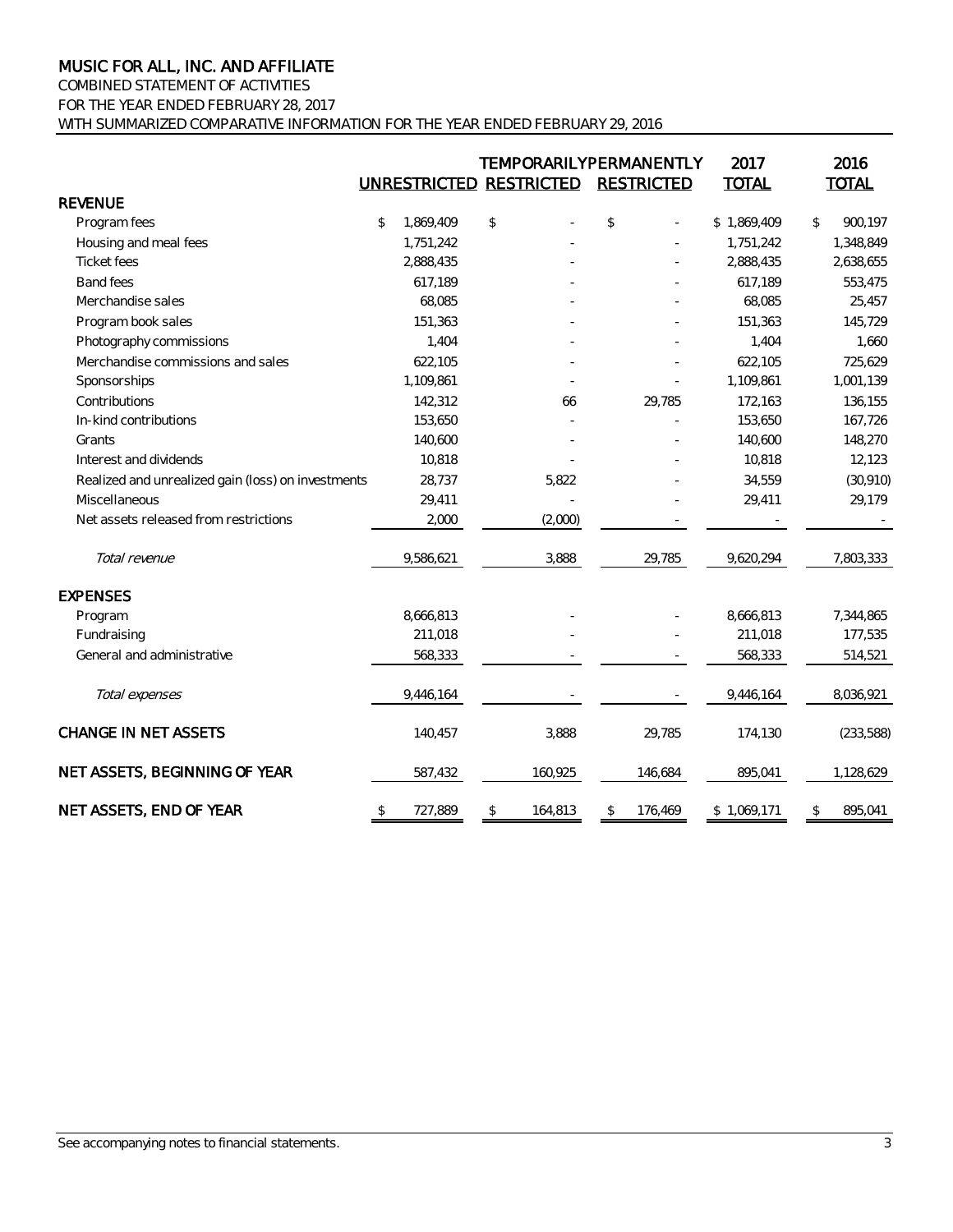# MUSIC FOR ALL, INC. AND AFFILIATE

COMBINED STATEMENT OF ACTIVITIES
FOR THE YEAR ENDED FEBRUARY 28, 2017
WITH SUMMARIZED COMPARATIVE INFORMATION FOR THE YEAR ENDED FEBRUARY 29, 2016

| | UNRESTRICTED | TEMPORARILY RESTRICTED | PERMANENTLY RESTRICTED | 2017 TOTAL | 2016 TOTAL |
|---|---|---|---|---|---|
| **REVENUE** | | | | | |
| Program fees | $ 1,869,409 | $ - | $ - | $ 1,869,409 | $ 900,197 |
| Housing and meal fees | 1,751,242 | - | - | 1,751,242 | 1,348,849 |
| Ticket fees | 2,888,435 | - | - | 2,888,435 | 2,638,655 |
| Band fees | 617,189 | - | - | 617,189 | 553,475 |
| Merchandise sales | 68,085 | - | - | 68,085 | 25,457 |
| Program book sales | 151,363 | - | - | 151,363 | 145,729 |
| Photography commissions | 1,404 | - | - | 1,404 | 1,660 |
| Merchandise commissions and sales | 622,105 | - | - | 622,105 | 725,629 |
| Sponsorships | 1,109,861 | - | - | 1,109,861 | 1,001,139 |
| Contributions | 142,312 | 66 | 29,785 | 172,163 | 136,155 |
| In-kind contributions | 153,650 | - | - | 153,650 | 167,726 |
| Grants | 140,600 | - | - | 140,600 | 148,270 |
| Interest and dividends | 10,818 | - | - | 10,818 | 12,123 |
| Realized and unrealized gain (loss) on investments | 28,737 | 5,822 | - | 34,559 | (30,910) |
| Miscellaneous | 29,411 | - | - | 29,411 | 29,179 |
| Net assets released from restrictions | 2,000 | (2,000) | - | - | - |
| *Total revenue* | 9,586,621 | 3,888 | 29,785 | 9,620,294 | 7,803,333 |
| **EXPENSES** | | | | | |
| Program | 8,666,813 | - | - | 8,666,813 | 7,344,865 |
| Fundraising | 211,018 | - | - | 211,018 | 177,535 |
| General and administrative | 568,333 | - | - | 568,333 | 514,521 |
| *Total expenses* | 9,446,164 | - | - | 9,446,164 | 8,036,921 |
| **CHANGE IN NET ASSETS** | 140,457 | 3,888 | 29,785 | 174,130 | (233,588) |
| **NET ASSETS, BEGINNING OF YEAR** | 587,432 | 160,925 | 146,684 | 895,041 | 1,128,629 |
| **NET ASSETS, END OF YEAR** | $ 727,889 | $ 164,813 | $ 176,469 | $ 1,069,171 | $ 895,041 |

See accompanying notes to financial statements.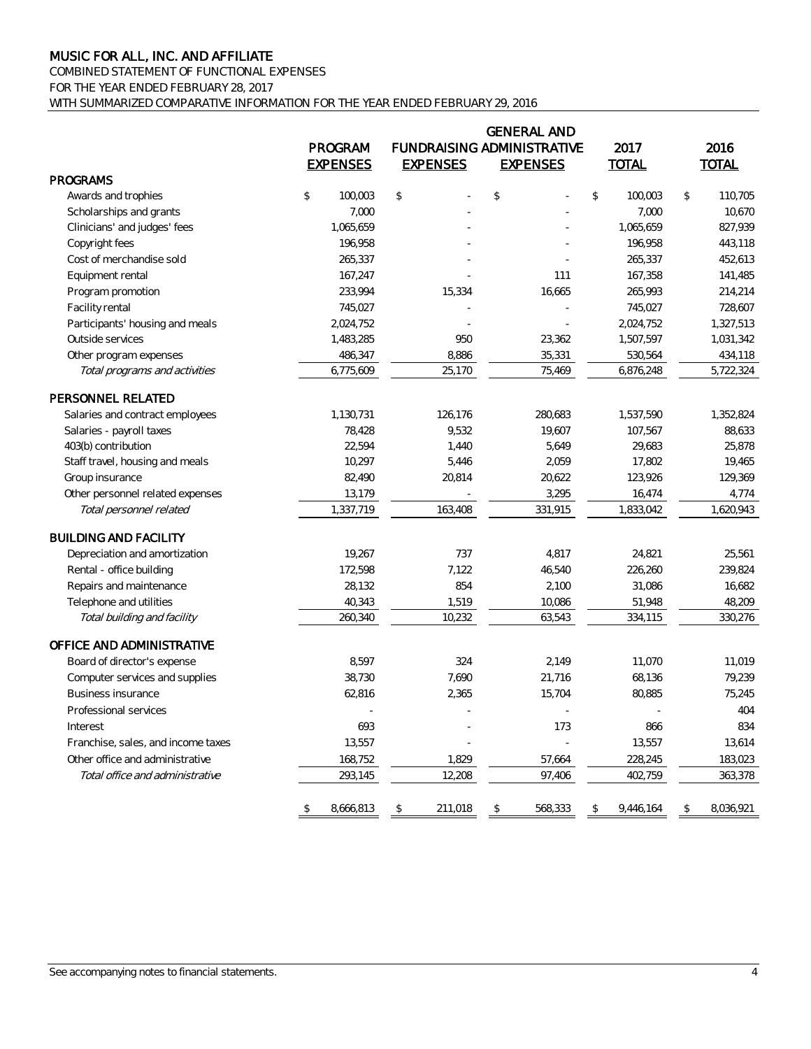# MUSIC FOR ALL, INC. AND AFFILIATE

COMBINED STATEMENT OF FUNCTIONAL EXPENSES
FOR THE YEAR ENDED FEBRUARY 28, 2017
WITH SUMMARIZED COMPARATIVE INFORMATION FOR THE YEAR ENDED FEBRUARY 29, 2016

| | PROGRAM EXPENSES | FUNDRAISING EXPENSES | GENERAL AND ADMINISTRATIVE EXPENSES | 2017 TOTAL | 2016 TOTAL |
|---|---|---|---|---|---|
| **PROGRAMS** | | | | | |
| Awards and trophies | $ 100,003 | $ - | $ - | $ 100,003 | $ 110,705 |
| Scholarships and grants | 7,000 | - | - | 7,000 | 10,670 |
| Clinicians' and judges' fees | 1,065,659 | - | - | 1,065,659 | 827,939 |
| Copyright fees | 196,958 | - | - | 196,958 | 443,118 |
| Cost of merchandise sold | 265,337 | - | - | 265,337 | 452,613 |
| Equipment rental | 167,247 | - | 111 | 167,358 | 141,485 |
| Program promotion | 233,994 | 15,334 | 16,665 | 265,993 | 214,214 |
| Facility rental | 745,027 | - | - | 745,027 | 728,607 |
| Participants' housing and meals | 2,024,752 | - | - | 2,024,752 | 1,327,513 |
| Outside services | 1,483,285 | 950 | 23,362 | 1,507,597 | 1,031,342 |
| Other program expenses | 486,347 | 8,886 | 35,331 | 530,564 | 434,118 |
| *Total programs and activities* | 6,775,609 | 25,170 | 75,469 | 6,876,248 | 5,722,324 |
| **PERSONNEL RELATED** | | | | | |
| Salaries and contract employees | 1,130,731 | 126,176 | 280,683 | 1,537,590 | 1,352,824 |
| Salaries - payroll taxes | 78,428 | 9,532 | 19,607 | 107,567 | 88,633 |
| 403(b) contribution | 22,594 | 1,440 | 5,649 | 29,683 | 25,878 |
| Staff travel, housing and meals | 10,297 | 5,446 | 2,059 | 17,802 | 19,465 |
| Group insurance | 82,490 | 20,814 | 20,622 | 123,926 | 129,369 |
| Other personnel related expenses | 13,179 | - | 3,295 | 16,474 | 4,774 |
| *Total personnel related* | 1,337,719 | 163,408 | 331,915 | 1,833,042 | 1,620,943 |
| **BUILDING AND FACILITY** | | | | | |
| Depreciation and amortization | 19,267 | 737 | 4,817 | 24,821 | 25,561 |
| Rental - office building | 172,598 | 7,122 | 46,540 | 226,260 | 239,824 |
| Repairs and maintenance | 28,132 | 854 | 2,100 | 31,086 | 16,682 |
| Telephone and utilities | 40,343 | 1,519 | 10,086 | 51,948 | 48,209 |
| *Total building and facility* | 260,340 | 10,232 | 63,543 | 334,115 | 330,276 |
| **OFFICE AND ADMINISTRATIVE** | | | | | |
| Board of director's expense | 8,597 | 324 | 2,149 | 11,070 | 11,019 |
| Computer services and supplies | 38,730 | 7,690 | 21,716 | 68,136 | 79,239 |
| Business insurance | 62,816 | 2,365 | 15,704 | 80,885 | 75,245 |
| Professional services | - | - | - | - | 404 |
| Interest | 693 | - | 173 | 866 | 834 |
| Franchise, sales, and income taxes | 13,557 | - | - | 13,557 | 13,614 |
| Other office and administrative | 168,752 | 1,829 | 57,664 | 228,245 | 183,023 |
| *Total office and administrative* | 293,145 | 12,208 | 97,406 | 402,759 | 363,378 |
| | $ 8,666,813 | $ 211,018 | $ 568,333 | $ 9,446,164 | $ 8,036,921 |

See accompanying notes to financial statements.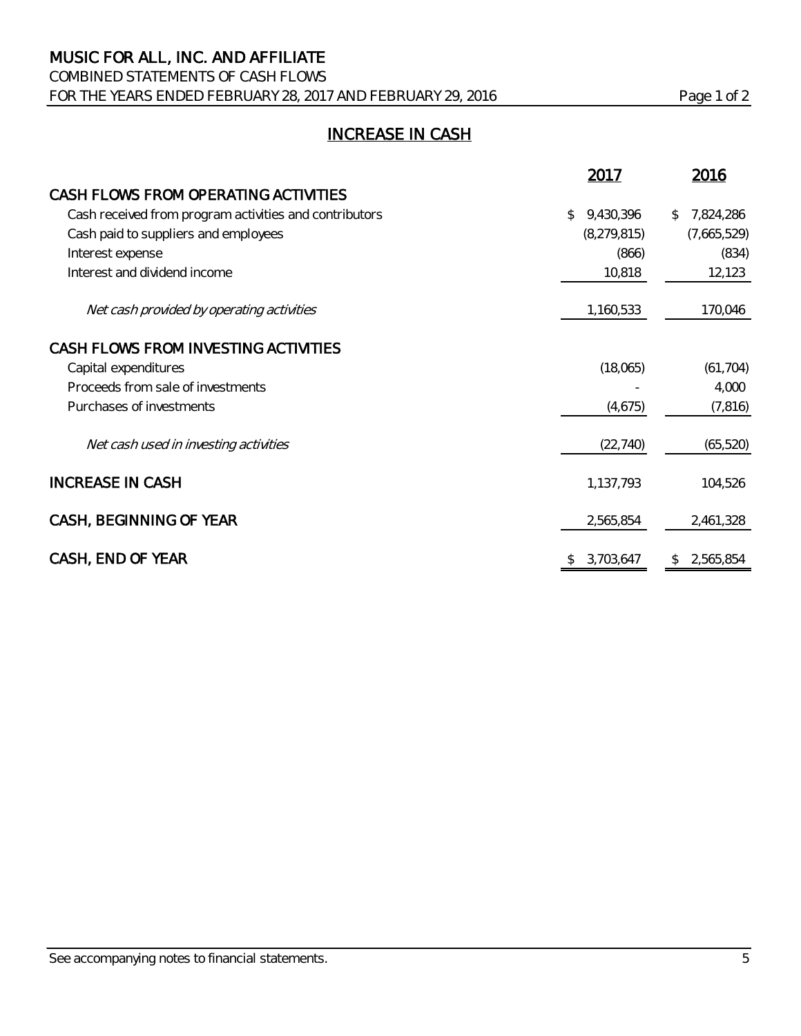# MUSIC FOR ALL, INC. AND AFFILIATE

COMBINED STATEMENTS OF CASH FLOWS

FOR THE YEARS ENDED FEBRUARY 28, 2017 AND FEBRUARY 29, 2016

## INCREASE IN CASH

| | 2017 | 2016 |
|---|---|---|
| **CASH FLOWS FROM OPERATING ACTIVITIES** | | |
| Cash received from program activities and contributors | $ 9,430,396 | $ 7,824,286 |
| Cash paid to suppliers and employees | (8,279,815) | (7,665,529) |
| Interest expense | (866) | (834) |
| Interest and dividend income | 10,818 | 12,123 |
| *Net cash provided by operating activities* | 1,160,533 | 170,046 |
| **CASH FLOWS FROM INVESTING ACTIVITIES** | | |
| Capital expenditures | (18,065) | (61,704) |
| Proceeds from sale of investments | - | 4,000 |
| Purchases of investments | (4,675) | (7,816) |
| *Net cash used in investing activities* | (22,740) | (65,520) |
| **INCREASE IN CASH** | 1,137,793 | 104,526 |
| **CASH, BEGINNING OF YEAR** | 2,565,854 | 2,461,328 |
| **CASH, END OF YEAR** | $ 3,703,647 | $ 2,565,854 |

See accompanying notes to financial statements.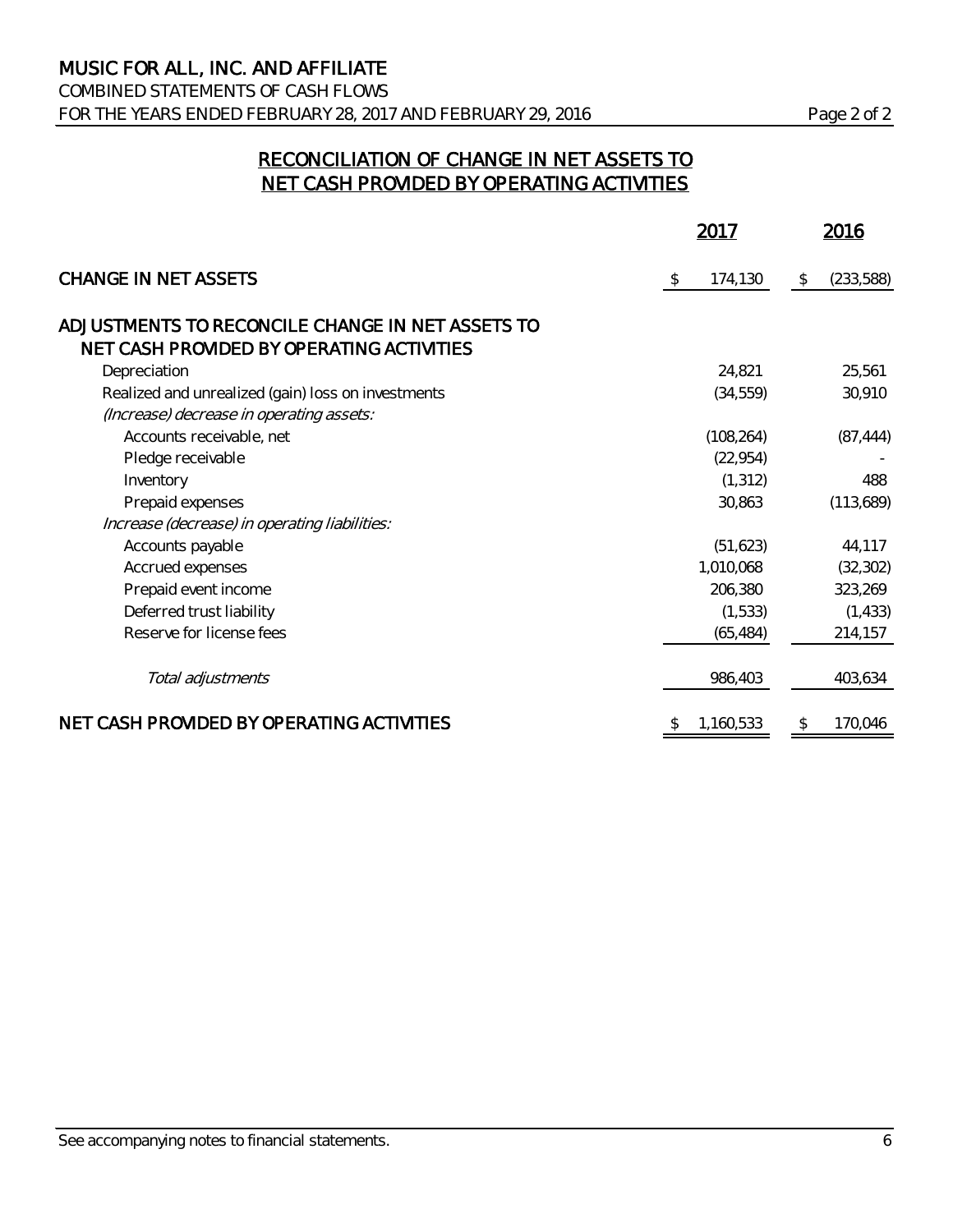# MUSIC FOR ALL, INC. AND AFFILIATE

COMBINED STATEMENTS OF CASH FLOWS

FOR THE YEARS ENDED FEBRUARY 28, 2017 AND FEBRUARY 29, 2016

## RECONCILIATION OF CHANGE IN NET ASSETS TO NET CASH PROVIDED BY OPERATING ACTIVITIES

| | 2017 | 2016 |
|---|---|---|
| **CHANGE IN NET ASSETS** | $ 174,130 | $ (233,588) |
| **ADJUSTMENTS TO RECONCILE CHANGE IN NET ASSETS TO NET CASH PROVIDED BY OPERATING ACTIVITIES** | | |
| Depreciation | 24,821 | 25,561 |
| Realized and unrealized (gain) loss on investments | (34,559) | 30,910 |
| *(Increase) decrease in operating assets:* | | |
| Accounts receivable, net | (108,264) | (87,444) |
| Pledge receivable | (22,954) | - |
| Inventory | (1,312) | 488 |
| Prepaid expenses | 30,863 | (113,689) |
| *Increase (decrease) in operating liabilities:* | | |
| Accounts payable | (51,623) | 44,117 |
| Accrued expenses | 1,010,068 | (32,302) |
| Prepaid event income | 206,380 | 323,269 |
| Deferred trust liability | (1,533) | (1,433) |
| Reserve for license fees | (65,484) | 214,157 |
| *Total adjustments* | 986,403 | 403,634 |
| **NET CASH PROVIDED BY OPERATING ACTIVITIES** | $ 1,160,533 | $ 170,046 |

See accompanying notes to financial statements.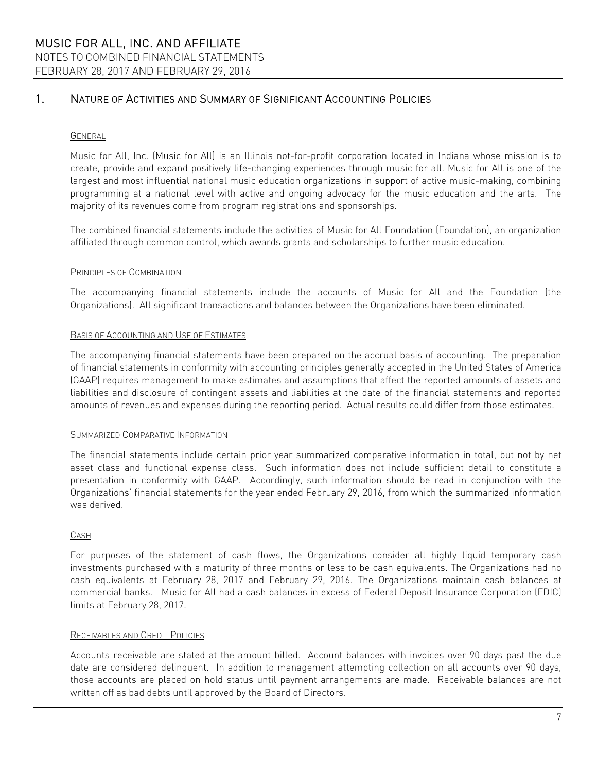## 1. Nature of Activities and Summary of Significant Accounting Policies

### General

Music for All, Inc. (Music for All) is an Illinois not-for-profit corporation located in Indiana whose mission is to create, provide and expand positively life-changing experiences through music for all. Music for All is one of the largest and most influential national music education organizations in support of active music-making, combining programming at a national level with active and ongoing advocacy for the music education and the arts. The majority of its revenues come from program registrations and sponsorships.

The combined financial statements include the activities of Music for All Foundation (Foundation), an organization affiliated through common control, which awards grants and scholarships to further music education.

### Principles of Combination

The accompanying financial statements include the accounts of Music for All and the Foundation (the Organizations). All significant transactions and balances between the Organizations have been eliminated.

### Basis of Accounting and Use of Estimates

The accompanying financial statements have been prepared on the accrual basis of accounting. The preparation of financial statements in conformity with accounting principles generally accepted in the United States of America (GAAP) requires management to make estimates and assumptions that affect the reported amounts of assets and liabilities and disclosure of contingent assets and liabilities at the date of the financial statements and reported amounts of revenues and expenses during the reporting period. Actual results could differ from those estimates.

### Summarized Comparative Information

The financial statements include certain prior year summarized comparative information in total, but not by net asset class and functional expense class. Such information does not include sufficient detail to constitute a presentation in conformity with GAAP. Accordingly, such information should be read in conjunction with the Organizations' financial statements for the year ended February 29, 2016, from which the summarized information was derived.

### Cash

For purposes of the statement of cash flows, the Organizations consider all highly liquid temporary cash investments purchased with a maturity of three months or less to be cash equivalents. The Organizations had no cash equivalents at February 28, 2017 and February 29, 2016. The Organizations maintain cash balances at commercial banks. Music for All had a cash balances in excess of Federal Deposit Insurance Corporation (FDIC) limits at February 28, 2017.

### Receivables and Credit Policies

Accounts receivable are stated at the amount billed. Account balances with invoices over 90 days past the due date are considered delinquent. In addition to management attempting collection on all accounts over 90 days, those accounts are placed on hold status until payment arrangements are made. Receivable balances are not written off as bad debts until approved by the Board of Directors.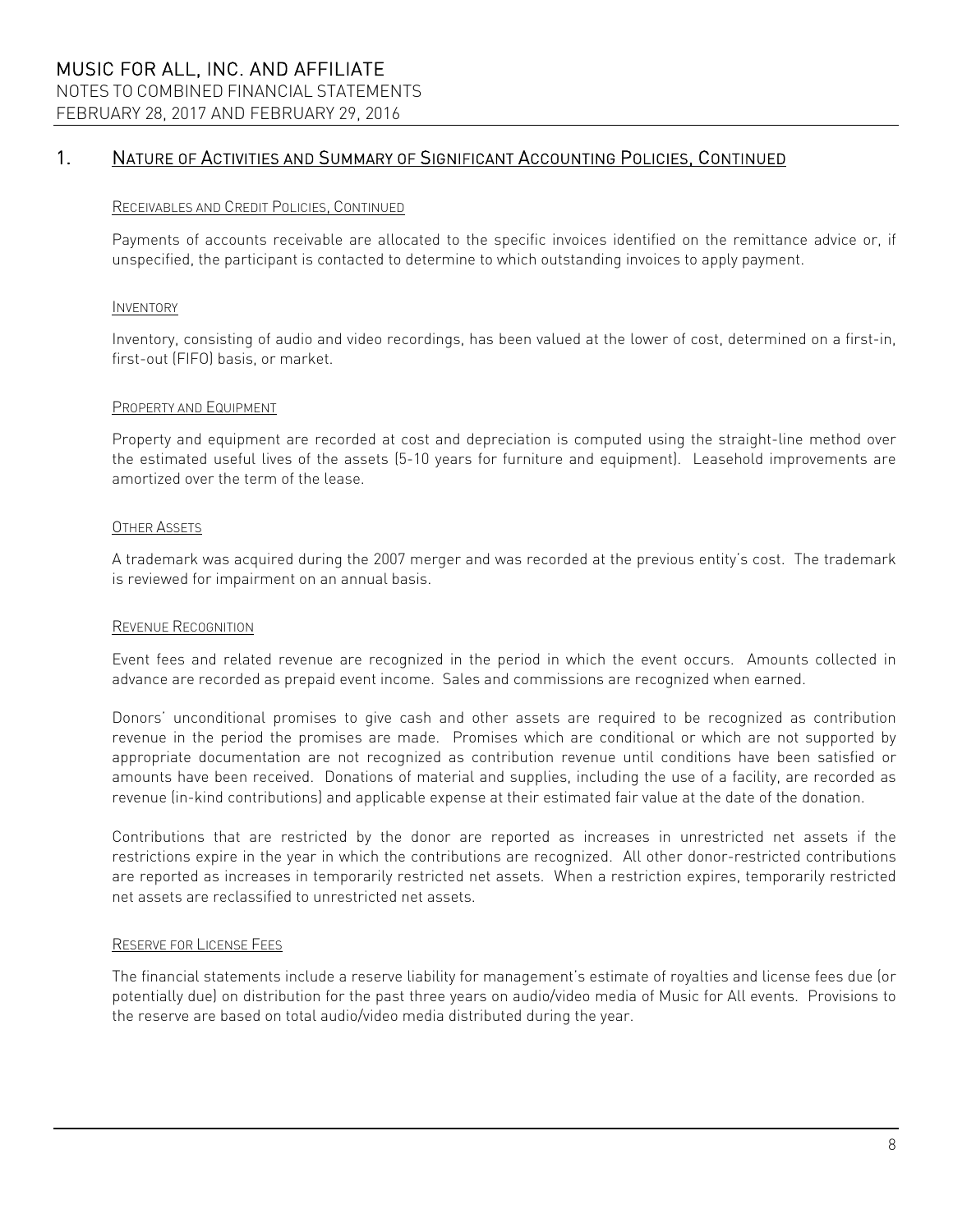## 1. Nature of Activities and Summary of Significant Accounting Policies, Continued

### Receivables and Credit Policies, Continued

Payments of accounts receivable are allocated to the specific invoices identified on the remittance advice or, if unspecified, the participant is contacted to determine to which outstanding invoices to apply payment.

### Inventory

Inventory, consisting of audio and video recordings, has been valued at the lower of cost, determined on a first-in, first-out (FIFO) basis, or market.

### Property and Equipment

Property and equipment are recorded at cost and depreciation is computed using the straight-line method over the estimated useful lives of the assets (5-10 years for furniture and equipment). Leasehold improvements are amortized over the term of the lease.

### Other Assets

A trademark was acquired during the 2007 merger and was recorded at the previous entity's cost. The trademark is reviewed for impairment on an annual basis.

### Revenue Recognition

Event fees and related revenue are recognized in the period in which the event occurs. Amounts collected in advance are recorded as prepaid event income. Sales and commissions are recognized when earned.

Donors' unconditional promises to give cash and other assets are required to be recognized as contribution revenue in the period the promises are made. Promises which are conditional or which are not supported by appropriate documentation are not recognized as contribution revenue until conditions have been satisfied or amounts have been received. Donations of material and supplies, including the use of a facility, are recorded as revenue (in-kind contributions) and applicable expense at their estimated fair value at the date of the donation.

Contributions that are restricted by the donor are reported as increases in unrestricted net assets if the restrictions expire in the year in which the contributions are recognized. All other donor-restricted contributions are reported as increases in temporarily restricted net assets. When a restriction expires, temporarily restricted net assets are reclassified to unrestricted net assets.

### Reserve for License Fees

The financial statements include a reserve liability for management's estimate of royalties and license fees due (or potentially due) on distribution for the past three years on audio/video media of Music for All events. Provisions to the reserve are based on total audio/video media distributed during the year.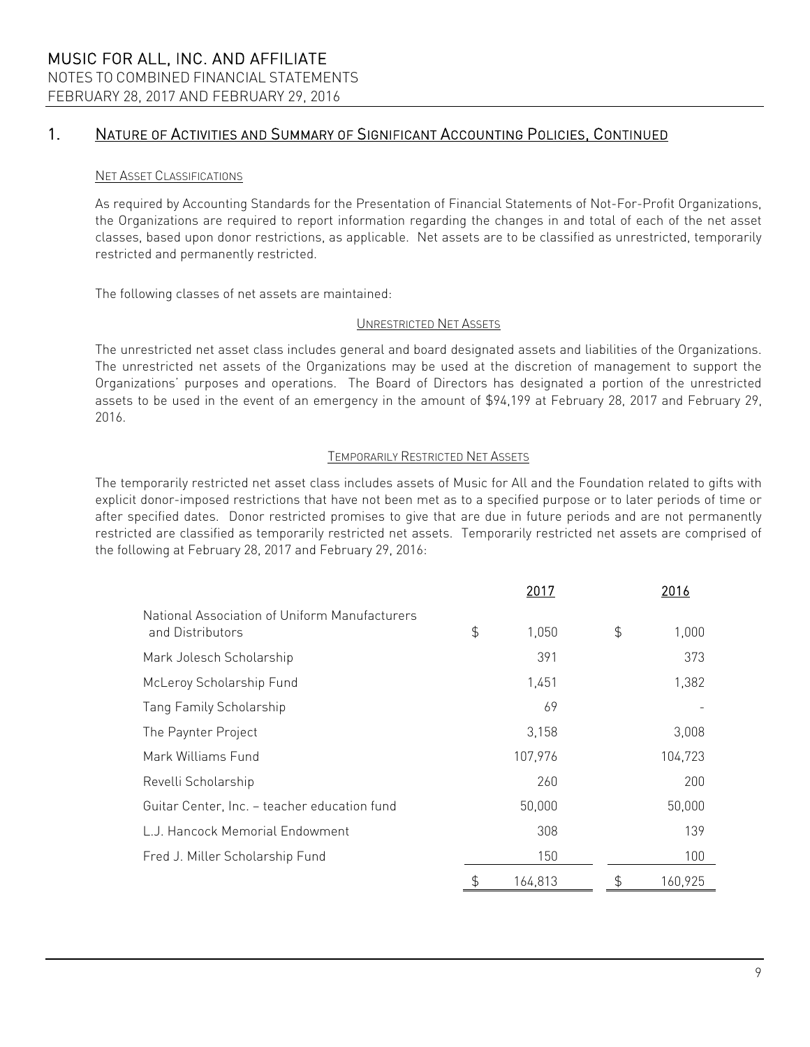## 1. Nature of Activities and Summary of Significant Accounting Policies, Continued

### Net Asset Classifications

As required by Accounting Standards for the Presentation of Financial Statements of Not-For-Profit Organizations, the Organizations are required to report information regarding the changes in and total of each of the net asset classes, based upon donor restrictions, as applicable. Net assets are to be classified as unrestricted, temporarily restricted and permanently restricted.

The following classes of net assets are maintained:

#### Unrestricted Net Assets

The unrestricted net asset class includes general and board designated assets and liabilities of the Organizations. The unrestricted net assets of the Organizations may be used at the discretion of management to support the Organizations' purposes and operations. The Board of Directors has designated a portion of the unrestricted assets to be used in the event of an emergency in the amount of $94,199 at February 28, 2017 and February 29, 2016.

#### Temporarily Restricted Net Assets

The temporarily restricted net asset class includes assets of Music for All and the Foundation related to gifts with explicit donor-imposed restrictions that have not been met as to a specified purpose or to later periods of time or after specified dates. Donor restricted promises to give that are due in future periods and are not permanently restricted are classified as temporarily restricted net assets. Temporarily restricted net assets are comprised of the following at February 28, 2017 and February 29, 2016:

| | 2017 | 2016 |
|---|---|---|
| National Association of Uniform Manufacturers and Distributors | $ 1,050 | $ 1,000 |
| Mark Jolesch Scholarship | 391 | 373 |
| McLeroy Scholarship Fund | 1,451 | 1,382 |
| Tang Family Scholarship | 69 | - |
| The Paynter Project | 3,158 | 3,008 |
| Mark Williams Fund | 107,976 | 104,723 |
| Revelli Scholarship | 260 | 200 |
| Guitar Center, Inc. – teacher education fund | 50,000 | 50,000 |
| L.J. Hancock Memorial Endowment | 308 | 139 |
| Fred J. Miller Scholarship Fund | 150 | 100 |
| | $ 164,813 | $ 160,925 |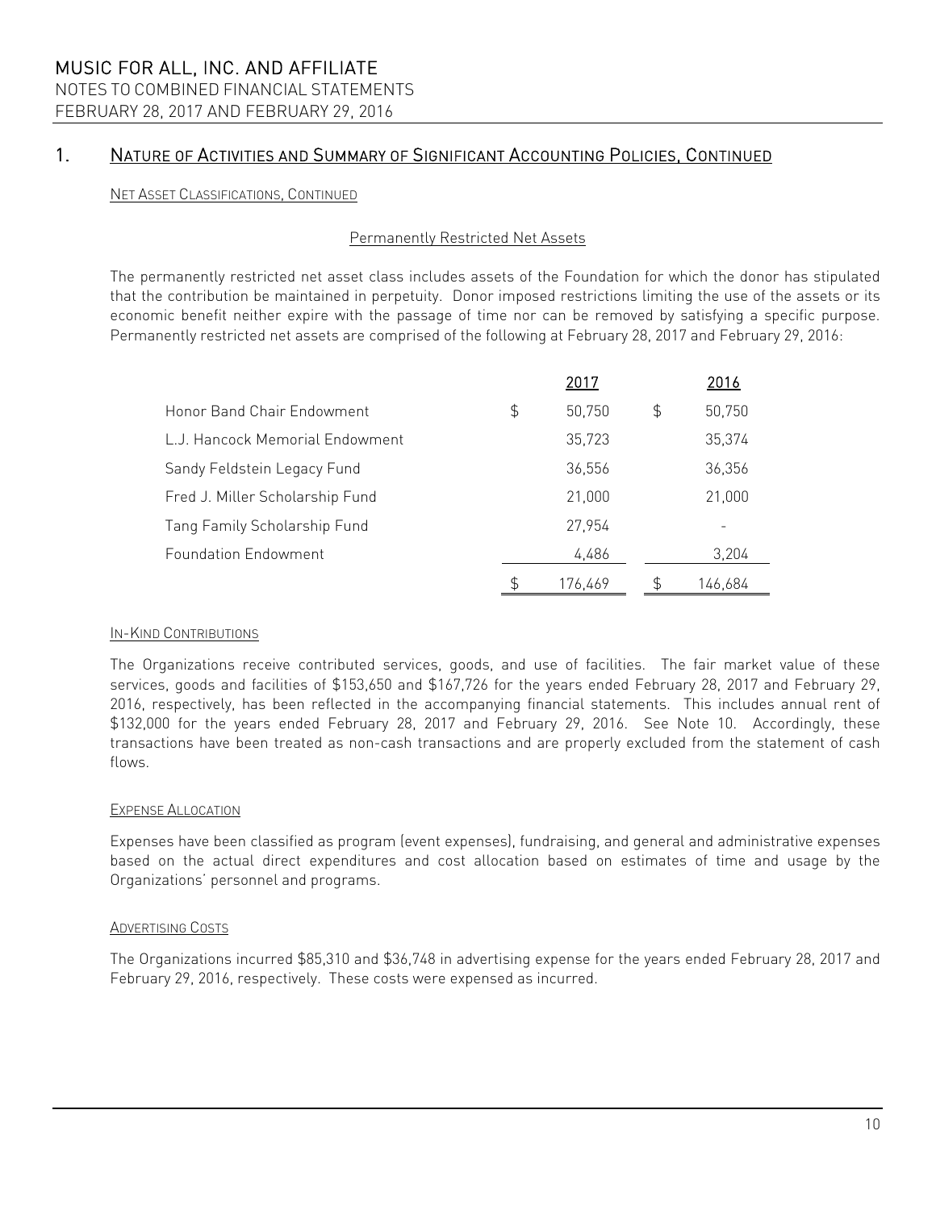## 1. Nature of Activities and Summary of Significant Accounting Policies, Continued

Net Asset Classifications, Continued

### Permanently Restricted Net Assets

The permanently restricted net asset class includes assets of the Foundation for which the donor has stipulated that the contribution be maintained in perpetuity. Donor imposed restrictions limiting the use of the assets or its economic benefit neither expire with the passage of time nor can be removed by satisfying a specific purpose. Permanently restricted net assets are comprised of the following at February 28, 2017 and February 29, 2016:

| | 2017 | 2016 |
|---|---|---|
| Honor Band Chair Endowment | $ 50,750 | $ 50,750 |
| L.J. Hancock Memorial Endowment | 35,723 | 35,374 |
| Sandy Feldstein Legacy Fund | 36,556 | 36,356 |
| Fred J. Miller Scholarship Fund | 21,000 | 21,000 |
| Tang Family Scholarship Fund | 27,954 | - |
| Foundation Endowment | 4,486 | 3,204 |
| | $ 176,469 | $ 146,684 |

In-Kind Contributions

The Organizations receive contributed services, goods, and use of facilities. The fair market value of these services, goods and facilities of $153,650 and $167,726 for the years ended February 28, 2017 and February 29, 2016, respectively, has been reflected in the accompanying financial statements. This includes annual rent of $132,000 for the years ended February 28, 2017 and February 29, 2016. See Note 10. Accordingly, these transactions have been treated as non-cash transactions and are properly excluded from the statement of cash flows.

Expense Allocation

Expenses have been classified as program (event expenses), fundraising, and general and administrative expenses based on the actual direct expenditures and cost allocation based on estimates of time and usage by the Organizations' personnel and programs.

Advertising Costs

The Organizations incurred $85,310 and $36,748 in advertising expense for the years ended February 28, 2017 and February 29, 2016, respectively. These costs were expensed as incurred.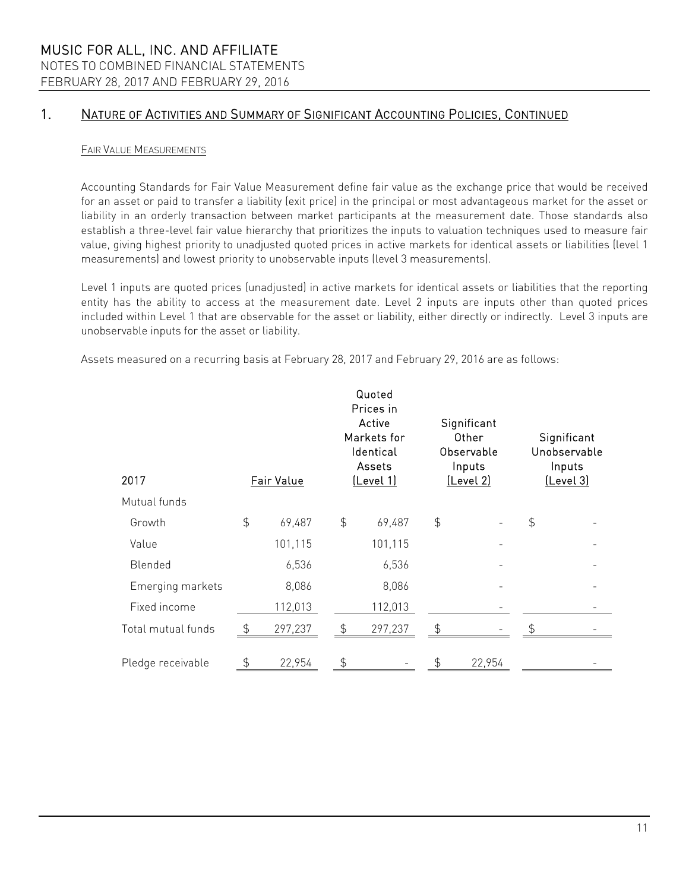## 1. Nature of Activities and Summary of Significant Accounting Policies, Continued

### Fair Value Measurements

Accounting Standards for Fair Value Measurement define fair value as the exchange price that would be received for an asset or paid to transfer a liability (exit price) in the principal or most advantageous market for the asset or liability in an orderly transaction between market participants at the measurement date. Those standards also establish a three-level fair value hierarchy that prioritizes the inputs to valuation techniques used to measure fair value, giving highest priority to unadjusted quoted prices in active markets for identical assets or liabilities (level 1 measurements) and lowest priority to unobservable inputs (level 3 measurements).

Level 1 inputs are quoted prices (unadjusted) in active markets for identical assets or liabilities that the reporting entity has the ability to access at the measurement date. Level 2 inputs are inputs other than quoted prices included within Level 1 that are observable for the asset or liability, either directly or indirectly. Level 3 inputs are unobservable inputs for the asset or liability.

Assets measured on a recurring basis at February 28, 2017 and February 29, 2016 are as follows:

| 2017 | Fair Value | Quoted Prices in Active Markets for Identical Assets (Level 1) | Significant Other Observable Inputs (Level 2) | Significant Unobservable Inputs (Level 3) |
|---|---|---|---|---|
| Mutual funds | | | | |
| Growth | $ 69,487 | $ 69,487 | $ - | $ - |
| Value | 101,115 | 101,115 | - | - |
| Blended | 6,536 | 6,536 | - | - |
| Emerging markets | 8,086 | 8,086 | - | - |
| Fixed income | 112,013 | 112,013 | - | - |
| Total mutual funds | $ 297,237 | $ 297,237 | $ - | $ - |
| Pledge receivable | $ 22,954 | $ - | $ 22,954 | - |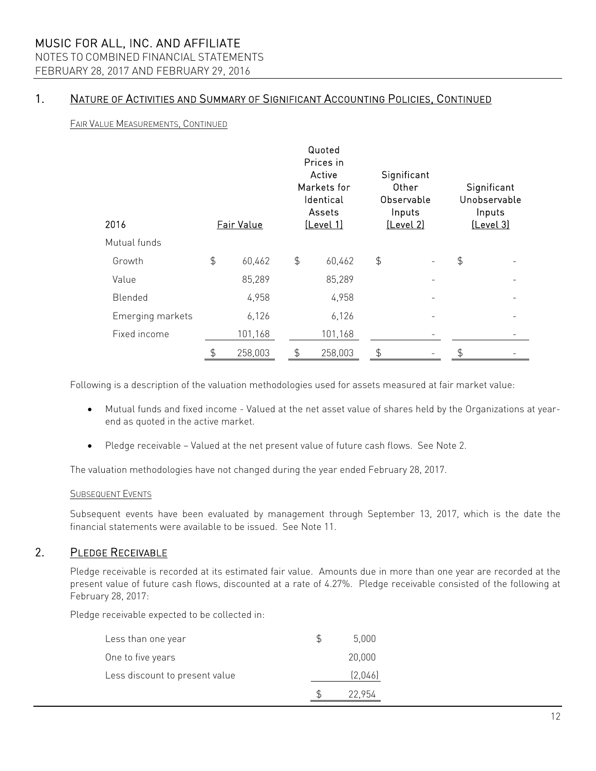## 1. Nature of Activities and Summary of Significant Accounting Policies, Continued

Fair Value Measurements, Continued

| 2016 | Fair Value | Quoted Prices in Active Markets for Identical Assets (Level 1) | Significant Other Observable Inputs (Level 2) | Significant Unobservable Inputs (Level 3) |
|---|---|---|---|---|
| Mutual funds | | | | |
| Growth | $ 60,462 | $ 60,462 | $ - | $ - |
| Value | 85,289 | 85,289 | - | - |
| Blended | 4,958 | 4,958 | - | - |
| Emerging markets | 6,126 | 6,126 | - | - |
| Fixed income | 101,168 | 101,168 | - | - |
| | $ 258,003 | $ 258,003 | $ - | $ - |

Following is a description of the valuation methodologies used for assets measured at fair market value:

- Mutual funds and fixed income - Valued at the net asset value of shares held by the Organizations at year-end as quoted in the active market.
- Pledge receivable – Valued at the net present value of future cash flows. See Note 2.

The valuation methodologies have not changed during the year ended February 28, 2017.

Subsequent Events

Subsequent events have been evaluated by management through September 13, 2017, which is the date the financial statements were available to be issued. See Note 11.

## 2. Pledge Receivable

Pledge receivable is recorded at its estimated fair value. Amounts due in more than one year are recorded at the present value of future cash flows, discounted at a rate of 4.27%. Pledge receivable consisted of the following at February 28, 2017:

Pledge receivable expected to be collected in:

| | |
|---|---|
| Less than one year | $ 5,000 |
| One to five years | 20,000 |
| Less discount to present value | (2,046) |
| | $ 22,954 |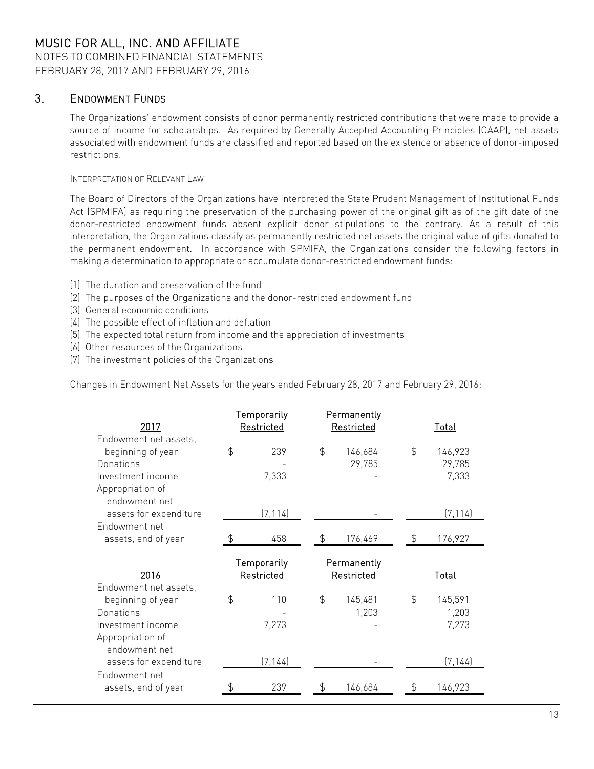## 3. Endowment Funds

The Organizations' endowment consists of donor permanently restricted contributions that were made to provide a source of income for scholarships. As required by Generally Accepted Accounting Principles (GAAP), net assets associated with endowment funds are classified and reported based on the existence or absence of donor-imposed restrictions.

### Interpretation of Relevant Law

The Board of Directors of the Organizations have interpreted the State Prudent Management of Institutional Funds Act (SPMIFA) as requiring the preservation of the purchasing power of the original gift as of the gift date of the donor-restricted endowment funds absent explicit donor stipulations to the contrary. As a result of this interpretation, the Organizations classify as permanently restricted net assets the original value of gifts donated to the permanent endowment. In accordance with SPMIFA, the Organizations consider the following factors in making a determination to appropriate or accumulate donor-restricted endowment funds:

(1) The duration and preservation of the fund
(2) The purposes of the Organizations and the donor-restricted endowment fund
(3) General economic conditions
(4) The possible effect of inflation and deflation
(5) The expected total return from income and the appreciation of investments
(6) Other resources of the Organizations
(7) The investment policies of the Organizations

Changes in Endowment Net Assets for the years ended February 28, 2017 and February 29, 2016:

| 2017 | Temporarily Restricted | Permanently Restricted | Total |
|---|---|---|---|
| Endowment net assets, beginning of year | $ 239 | $ 146,684 | $ 146,923 |
| Donations | - | 29,785 | 29,785 |
| Investment income | 7,333 | - | 7,333 |
| Appropriation of endowment net assets for expenditure | (7,114) | - | (7,114) |
| Endowment net assets, end of year | $ 458 | $ 176,469 | $ 176,927 |

| 2016 | Temporarily Restricted | Permanently Restricted | Total |
|---|---|---|---|
| Endowment net assets, beginning of year | $ 110 | $ 145,481 | $ 145,591 |
| Donations | - | 1,203 | 1,203 |
| Investment income | 7,273 | - | 7,273 |
| Appropriation of endowment net assets for expenditure | (7,144) | - | (7,144) |
| Endowment net assets, end of year | $ 239 | $ 146,684 | $ 146,923 |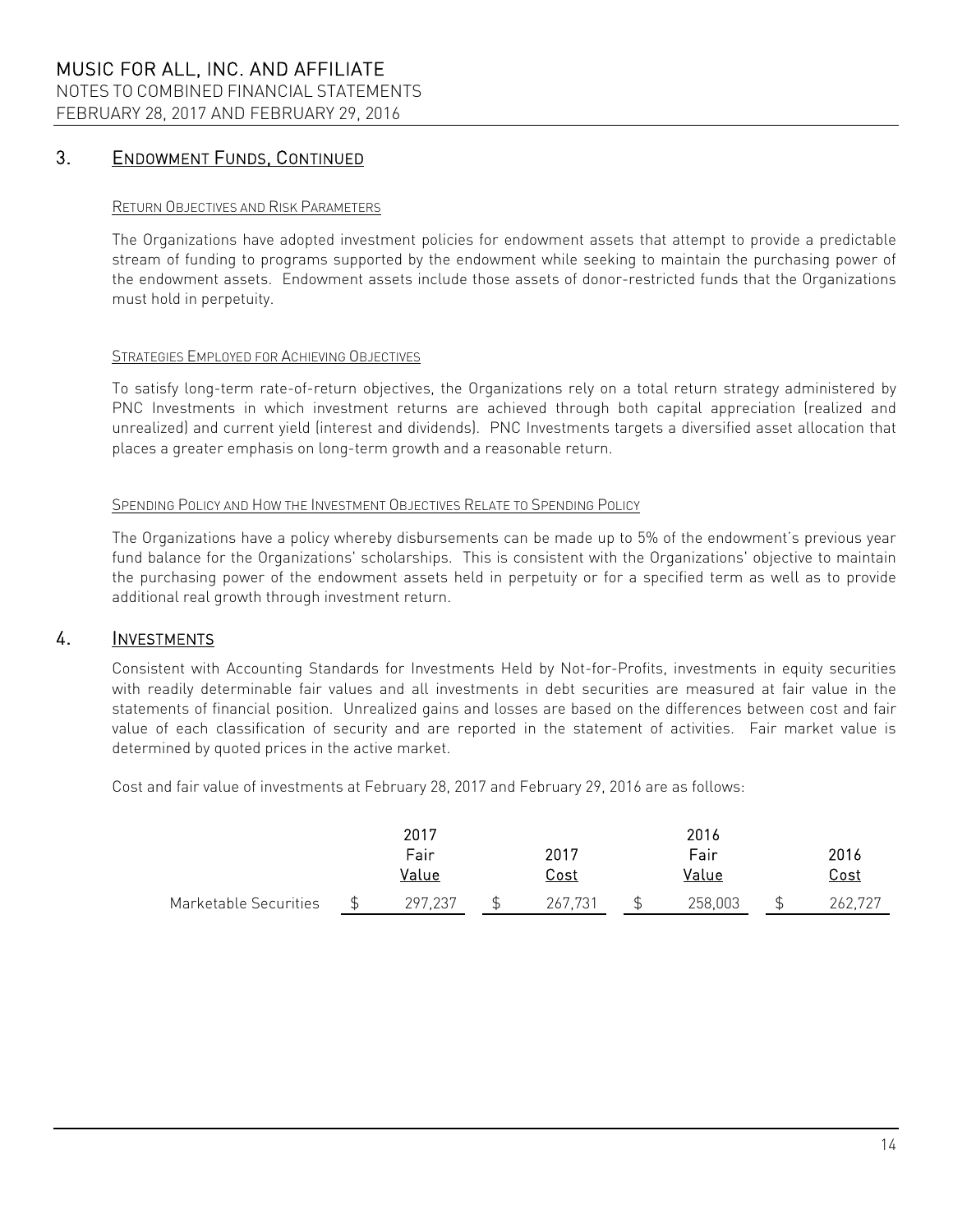# 3. Endowment Funds, Continued

#### Return Objectives and Risk Parameters

The Organizations have adopted investment policies for endowment assets that attempt to provide a predictable stream of funding to programs supported by the endowment while seeking to maintain the purchasing power of the endowment assets. Endowment assets include those assets of donor-restricted funds that the Organizations must hold in perpetuity.

#### Strategies Employed for Achieving Objectives

To satisfy long-term rate-of-return objectives, the Organizations rely on a total return strategy administered by PNC Investments in which investment returns are achieved through both capital appreciation (realized and unrealized) and current yield (interest and dividends). PNC Investments targets a diversified asset allocation that places a greater emphasis on long-term growth and a reasonable return.

#### Spending Policy and How the Investment Objectives Relate to Spending Policy

The Organizations have a policy whereby disbursements can be made up to 5% of the endowment's previous year fund balance for the Organizations' scholarships. This is consistent with the Organizations' objective to maintain the purchasing power of the endowment assets held in perpetuity or for a specified term as well as to provide additional real growth through investment return.

# 4. Investments

Consistent with Accounting Standards for Investments Held by Not-for-Profits, investments in equity securities with readily determinable fair values and all investments in debt securities are measured at fair value in the statements of financial position. Unrealized gains and losses are based on the differences between cost and fair value of each classification of security and are reported in the statement of activities. Fair market value is determined by quoted prices in the active market.

Cost and fair value of investments at February 28, 2017 and February 29, 2016 are as follows:

| | 2017 Fair Value | 2017 Cost | 2016 Fair Value | 2016 Cost |
|---|---|---|---|---|
| Marketable Securities | $ 297,237 | $ 267,731 | $ 258,003 | $ 262,727 |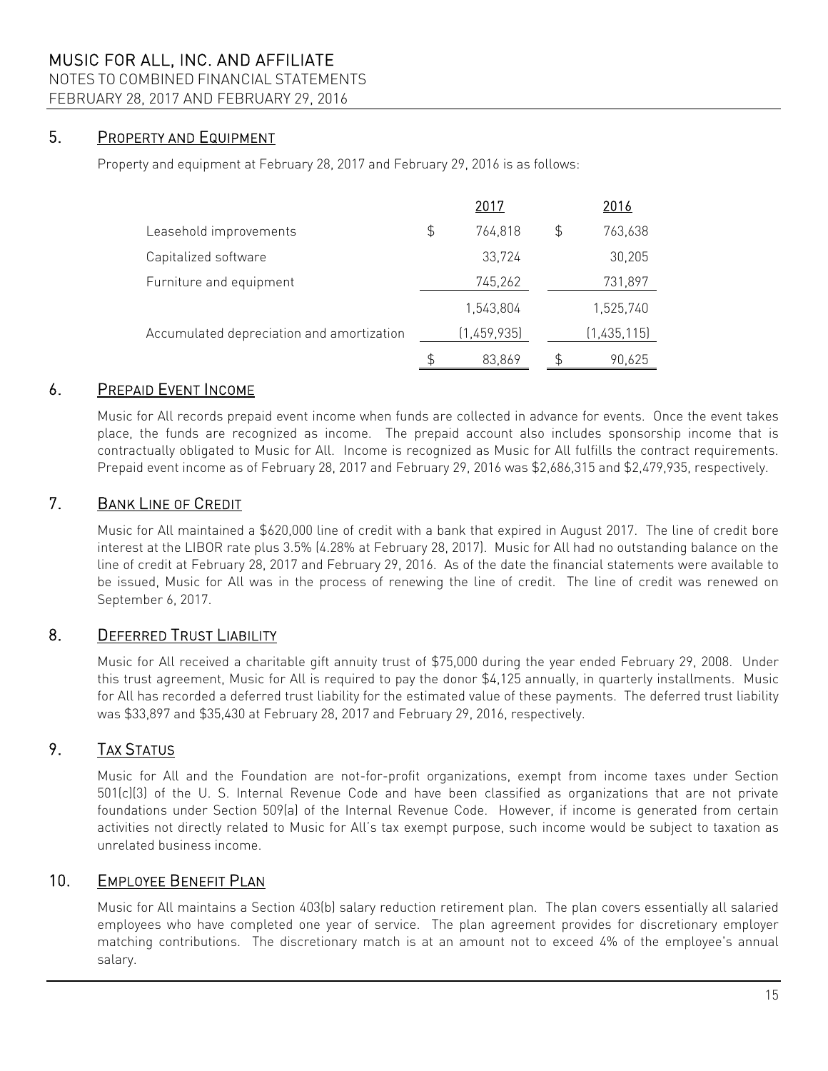## 5. PROPERTY AND EQUIPMENT

Property and equipment at February 28, 2017 and February 29, 2016 is as follows:

| | 2017 | 2016 |
|---|---|---|
| Leasehold improvements | $ 764,818 | $ 763,638 |
| Capitalized software | 33,724 | 30,205 |
| Furniture and equipment | 745,262 | 731,897 |
| | 1,543,804 | 1,525,740 |
| Accumulated depreciation and amortization | (1,459,935) | (1,435,115) |
| | $ 83,869 | $ 90,625 |

## 6. PREPAID EVENT INCOME

Music for All records prepaid event income when funds are collected in advance for events. Once the event takes place, the funds are recognized as income. The prepaid account also includes sponsorship income that is contractually obligated to Music for All. Income is recognized as Music for All fulfills the contract requirements. Prepaid event income as of February 28, 2017 and February 29, 2016 was $2,686,315 and $2,479,935, respectively.

## 7. BANK LINE OF CREDIT

Music for All maintained a $620,000 line of credit with a bank that expired in August 2017. The line of credit bore interest at the LIBOR rate plus 3.5% (4.28% at February 28, 2017). Music for All had no outstanding balance on the line of credit at February 28, 2017 and February 29, 2016. As of the date the financial statements were available to be issued, Music for All was in the process of renewing the line of credit. The line of credit was renewed on September 6, 2017.

## 8. DEFERRED TRUST LIABILITY

Music for All received a charitable gift annuity trust of $75,000 during the year ended February 29, 2008. Under this trust agreement, Music for All is required to pay the donor $4,125 annually, in quarterly installments. Music for All has recorded a deferred trust liability for the estimated value of these payments. The deferred trust liability was $33,897 and $35,430 at February 28, 2017 and February 29, 2016, respectively.

## 9. TAX STATUS

Music for All and the Foundation are not-for-profit organizations, exempt from income taxes under Section 501(c)(3) of the U. S. Internal Revenue Code and have been classified as organizations that are not private foundations under Section 509(a) of the Internal Revenue Code. However, if income is generated from certain activities not directly related to Music for All's tax exempt purpose, such income would be subject to taxation as unrelated business income.

## 10. EMPLOYEE BENEFIT PLAN

Music for All maintains a Section 403(b) salary reduction retirement plan. The plan covers essentially all salaried employees who have completed one year of service. The plan agreement provides for discretionary employer matching contributions. The discretionary match is at an amount not to exceed 4% of the employee's annual salary.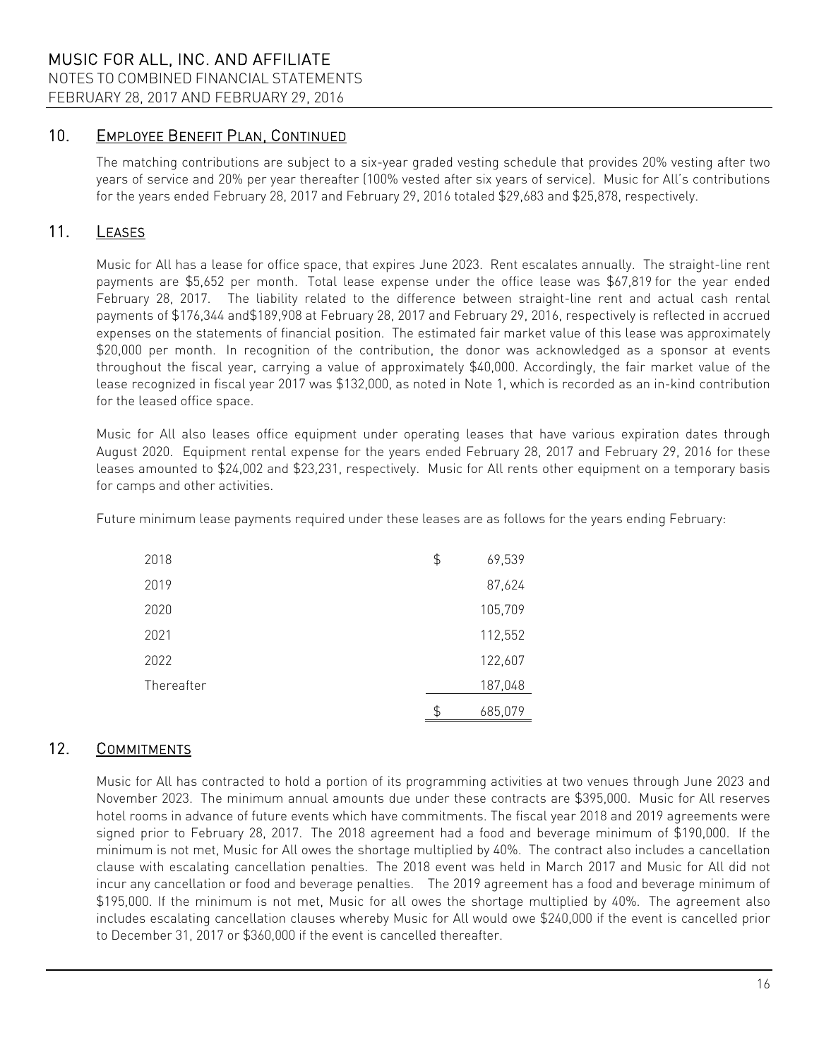## 10. Employee Benefit Plan, Continued

The matching contributions are subject to a six-year graded vesting schedule that provides 20% vesting after two years of service and 20% per year thereafter (100% vested after six years of service). Music for All's contributions for the years ended February 28, 2017 and February 29, 2016 totaled $29,683 and $25,878, respectively.

## 11. Leases

Music for All has a lease for office space, that expires June 2023. Rent escalates annually. The straight-line rent payments are $5,652 per month. Total lease expense under the office lease was $67,819 for the year ended February 28, 2017. The liability related to the difference between straight-line rent and actual cash rental payments of $176,344 and$189,908 at February 28, 2017 and February 29, 2016, respectively is reflected in accrued expenses on the statements of financial position. The estimated fair market value of this lease was approximately $20,000 per month. In recognition of the contribution, the donor was acknowledged as a sponsor at events throughout the fiscal year, carrying a value of approximately $40,000. Accordingly, the fair market value of the lease recognized in fiscal year 2017 was $132,000, as noted in Note 1, which is recorded as an in-kind contribution for the leased office space.

Music for All also leases office equipment under operating leases that have various expiration dates through August 2020. Equipment rental expense for the years ended February 28, 2017 and February 29, 2016 for these leases amounted to $24,002 and $23,231, respectively. Music for All rents other equipment on a temporary basis for camps and other activities.

Future minimum lease payments required under these leases are as follows for the years ending February:

| | | |
|---|---|---|
| 2018 | $ | 69,539 |
| 2019 | | 87,624 |
| 2020 | | 105,709 |
| 2021 | | 112,552 |
| 2022 | | 122,607 |
| Thereafter | | 187,048 |
| | $ | 685,079 |

## 12. Commitments

Music for All has contracted to hold a portion of its programming activities at two venues through June 2023 and November 2023. The minimum annual amounts due under these contracts are $395,000. Music for All reserves hotel rooms in advance of future events which have commitments. The fiscal year 2018 and 2019 agreements were signed prior to February 28, 2017. The 2018 agreement had a food and beverage minimum of $190,000. If the minimum is not met, Music for All owes the shortage multiplied by 40%. The contract also includes a cancellation clause with escalating cancellation penalties. The 2018 event was held in March 2017 and Music for All did not incur any cancellation or food and beverage penalties. The 2019 agreement has a food and beverage minimum of $195,000. If the minimum is not met, Music for all owes the shortage multiplied by 40%. The agreement also includes escalating cancellation clauses whereby Music for All would owe $240,000 if the event is cancelled prior to December 31, 2017 or $360,000 if the event is cancelled thereafter.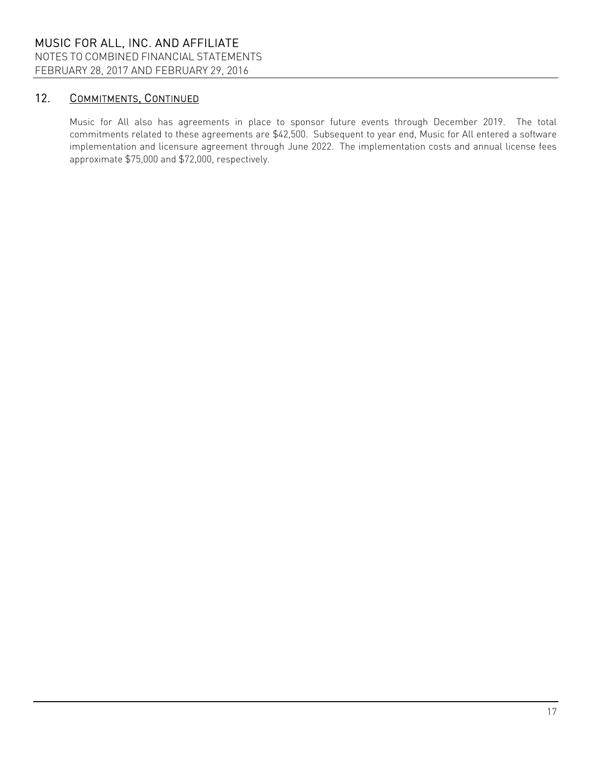## 12. Commitments, Continued

Music for All also has agreements in place to sponsor future events through December 2019. The total commitments related to these agreements are $42,500. Subsequent to year end, Music for All entered a software implementation and licensure agreement through June 2022. The implementation costs and annual license fees approximate $75,000 and $72,000, respectively.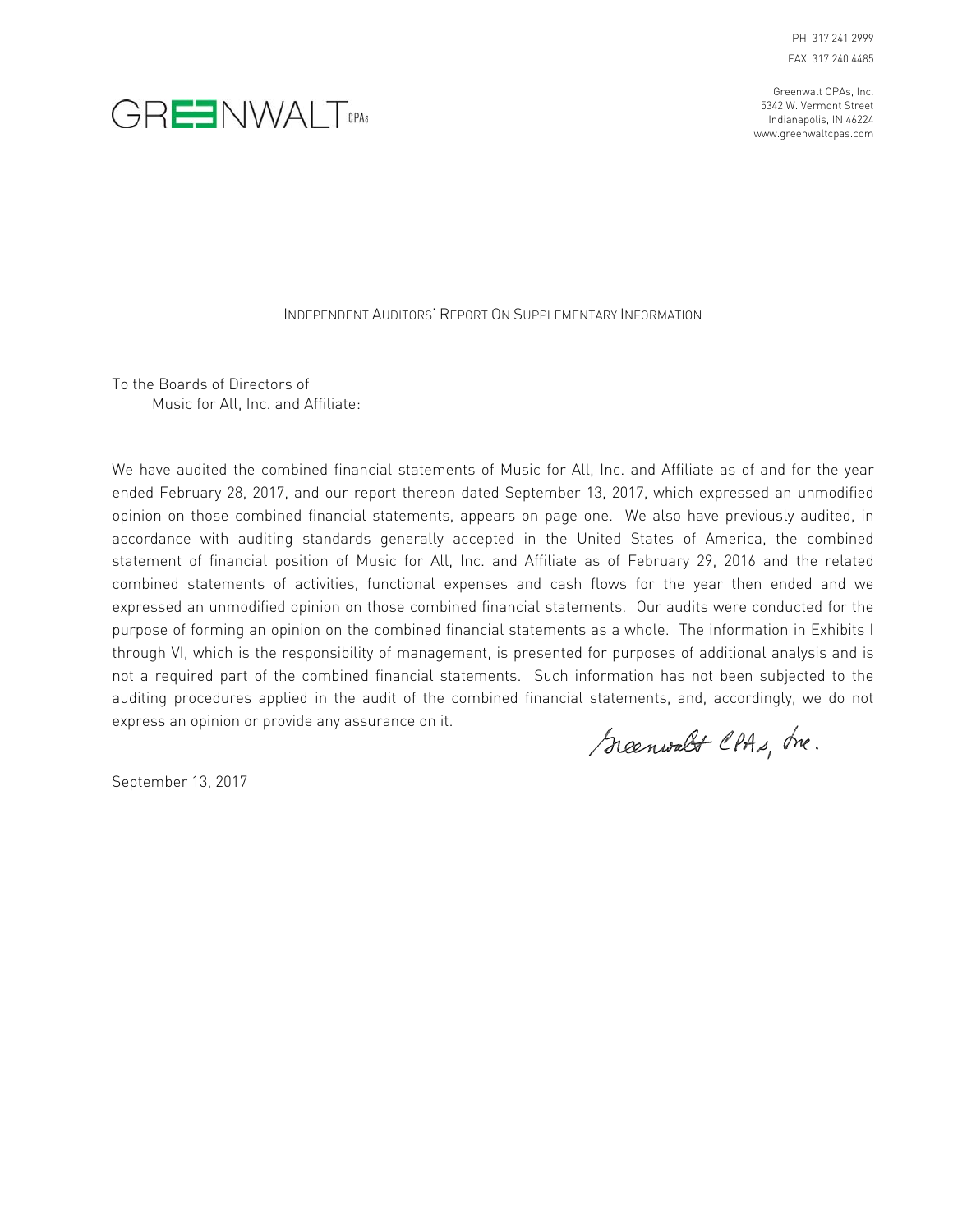PH 317 241 2999
FAX 317 240 4485

GREENWALT CPAs

Greenwalt CPAs, Inc.
5342 W. Vermont Street
Indianapolis, IN 46224
www.greenwaltcpas.com

## Independent Auditors' Report On Supplementary Information

To the Boards of Directors of
Music for All, Inc. and Affiliate:

We have audited the combined financial statements of Music for All, Inc. and Affiliate as of and for the year ended February 28, 2017, and our report thereon dated September 13, 2017, which expressed an unmodified opinion on those combined financial statements, appears on page one. We also have previously audited, in accordance with auditing standards generally accepted in the United States of America, the combined statement of financial position of Music for All, Inc. and Affiliate as of February 29, 2016 and the related combined statements of activities, functional expenses and cash flows for the year then ended and we expressed an unmodified opinion on those combined financial statements. Our audits were conducted for the purpose of forming an opinion on the combined financial statements as a whole. The information in Exhibits I through VI, which is the responsibility of management, is presented for purposes of additional analysis and is not a required part of the combined financial statements. Such information has not been subjected to the auditing procedures applied in the audit of the combined financial statements, and, accordingly, we do not express an opinion or provide any assurance on it.

Greenwalt CPAs, Inc.

September 13, 2017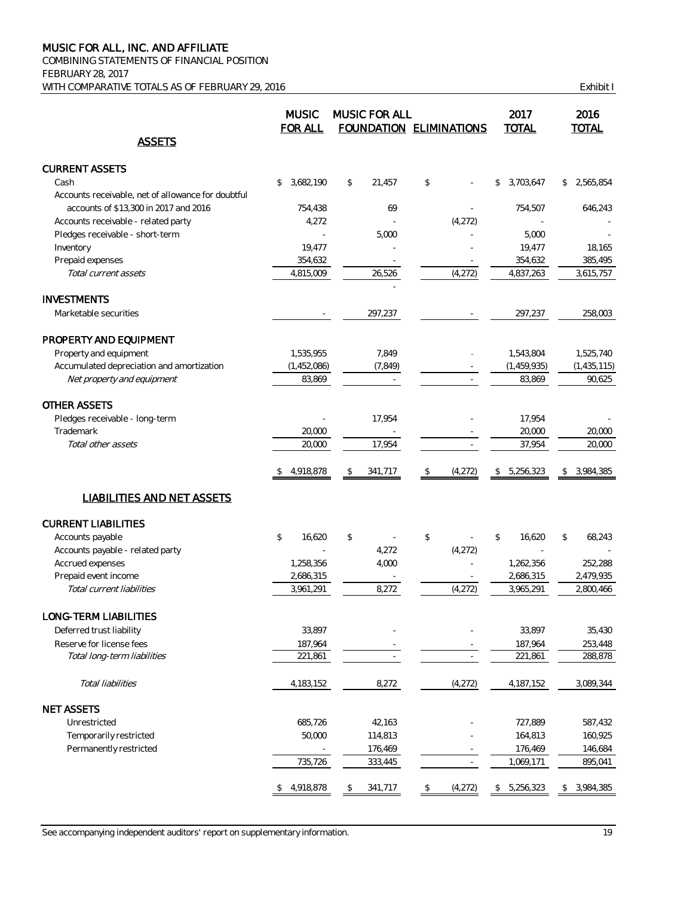# MUSIC FOR ALL, INC. AND AFFILIATE

COMBINING STATEMENTS OF FINANCIAL POSITION
FEBRUARY 28, 2017
WITH COMPARATIVE TOTALS AS OF FEBRUARY 29, 2016

Exhibit I

| | MUSIC FOR ALL | MUSIC FOR ALL FOUNDATION | ELIMINATIONS | 2017 TOTAL | 2016 TOTAL |
|---|---|---|---|---|---|
| **ASSETS** | | | | | |
| **CURRENT ASSETS** | | | | | |
| Cash | $ 3,682,190 | $ 21,457 | $ - | $ 3,703,647 | $ 2,565,854 |
| Accounts receivable, net of allowance for doubtful accounts of $13,300 in 2017 and 2016 | 754,438 | 69 | - | 754,507 | 646,243 |
| Accounts receivable - related party | 4,272 | - | (4,272) | - | - |
| Pledges receivable - short-term | - | 5,000 | - | 5,000 | - |
| Inventory | 19,477 | - | - | 19,477 | 18,165 |
| Prepaid expenses | 354,632 | - | - | 354,632 | 385,495 |
| *Total current assets* | 4,815,009 | 26,526 | (4,272) | 4,837,263 | 3,615,757 |
| **INVESTMENTS** | | | | | |
| Marketable securities | - | 297,237 | - | 297,237 | 258,003 |
| **PROPERTY AND EQUIPMENT** | | | | | |
| Property and equipment | 1,535,955 | 7,849 | - | 1,543,804 | 1,525,740 |
| Accumulated depreciation and amortization | (1,452,086) | (7,849) | - | (1,459,935) | (1,435,115) |
| *Net property and equipment* | 83,869 | - | - | 83,869 | 90,625 |
| **OTHER ASSETS** | | | | | |
| Pledges receivable - long-term | - | 17,954 | - | 17,954 | - |
| Trademark | 20,000 | - | - | 20,000 | 20,000 |
| *Total other assets* | 20,000 | 17,954 | - | 37,954 | 20,000 |
| | $ 4,918,878 | $ 341,717 | $ (4,272) | $ 5,256,323 | $ 3,984,385 |
| **LIABILITIES AND NET ASSETS** | | | | | |
| **CURRENT LIABILITIES** | | | | | |
| Accounts payable | $ 16,620 | $ - | $ - | $ 16,620 | $ 68,243 |
| Accounts payable - related party | - | 4,272 | (4,272) | - | - |
| Accrued expenses | 1,258,356 | 4,000 | - | 1,262,356 | 252,288 |
| Prepaid event income | 2,686,315 | - | - | 2,686,315 | 2,479,935 |
| *Total current liabilities* | 3,961,291 | 8,272 | (4,272) | 3,965,291 | 2,800,466 |
| **LONG-TERM LIABILITIES** | | | | | |
| Deferred trust liability | 33,897 | - | - | 33,897 | 35,430 |
| Reserve for license fees | 187,964 | - | - | 187,964 | 253,448 |
| *Total long-term liabilities* | 221,861 | - | - | 221,861 | 288,878 |
| *Total liabilities* | 4,183,152 | 8,272 | (4,272) | 4,187,152 | 3,089,344 |
| **NET ASSETS** | | | | | |
| Unrestricted | 685,726 | 42,163 | - | 727,889 | 587,432 |
| Temporarily restricted | 50,000 | 114,813 | - | 164,813 | 160,925 |
| Permanently restricted | - | 176,469 | - | 176,469 | 146,684 |
| | 735,726 | 333,445 | - | 1,069,171 | 895,041 |
| | $ 4,918,878 | $ 341,717 | $ (4,272) | $ 5,256,323 | $ 3,984,385 |

See accompanying independent auditors' report on supplementary information.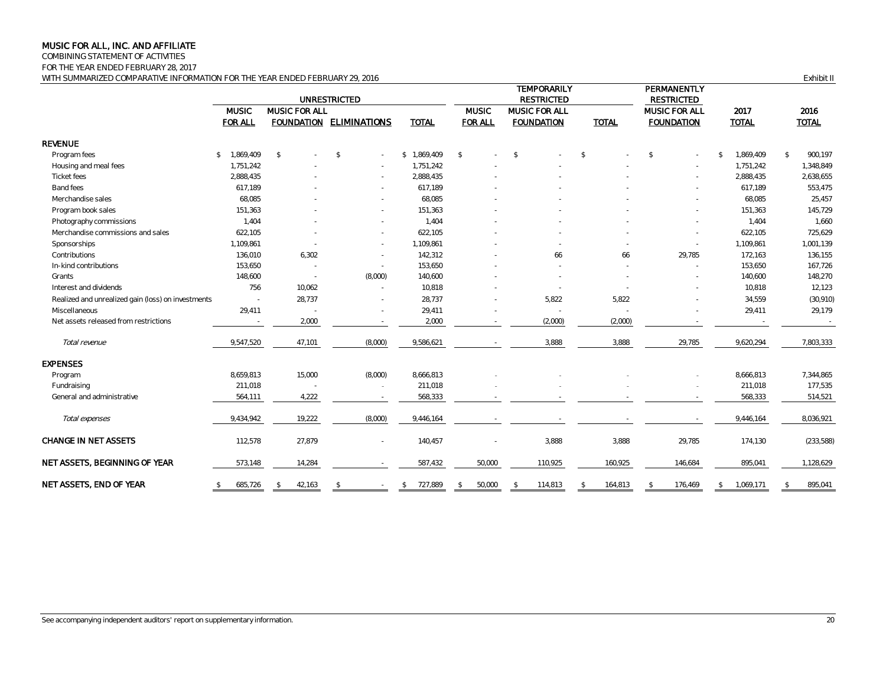# MUSIC FOR ALL, INC. AND AFFILIATE

COMBINING STATEMENT OF ACTIVITIES

FOR THE YEAR ENDED FEBRUARY 28, 2017

WITH SUMMARIZED COMPARATIVE INFORMATION FOR THE YEAR ENDED FEBRUARY 29, 2016

Exhibit II

| | UNRESTRICTED | | | | TEMPORARILY RESTRICTED | | | PERMANENTLY RESTRICTED | | |
|---|---|---|---|---|---|---|---|---|---|---|
| | MUSIC FOR ALL | MUSIC FOR ALL FOUNDATION | ELIMINATIONS | TOTAL | MUSIC FOR ALL | MUSIC FOR ALL FOUNDATION | TOTAL | MUSIC FOR ALL FOUNDATION | 2017 TOTAL | 2016 TOTAL |
| **REVENUE** | | | | | | | | | | |
| Program fees | $ 1,869,409 | $ - | $ - | $ 1,869,409 | $ - | $ - | $ - | $ - | $ 1,869,409 | $ 900,197 |
| Housing and meal fees | 1,751,242 | - | - | 1,751,242 | - | - | - | - | 1,751,242 | 1,348,849 |
| Ticket fees | 2,888,435 | - | - | 2,888,435 | - | - | - | - | 2,888,435 | 2,638,655 |
| Band fees | 617,189 | - | - | 617,189 | - | - | - | - | 617,189 | 553,475 |
| Merchandise sales | 68,085 | - | - | 68,085 | - | - | - | - | 68,085 | 25,457 |
| Program book sales | 151,363 | - | - | 151,363 | - | - | - | - | 151,363 | 145,729 |
| Photography commissions | 1,404 | - | - | 1,404 | - | - | - | - | 1,404 | 1,660 |
| Merchandise commissions and sales | 622,105 | - | - | 622,105 | - | - | - | - | 622,105 | 725,629 |
| Sponsorships | 1,109,861 | - | - | 1,109,861 | - | - | - | - | 1,109,861 | 1,001,139 |
| Contributions | 136,010 | 6,302 | - | 142,312 | - | 66 | 66 | 29,785 | 172,163 | 136,155 |
| In-kind contributions | 153,650 | - | - | 153,650 | - | - | - | - | 153,650 | 167,726 |
| Grants | 148,600 | - | (8,000) | 140,600 | - | - | - | - | 140,600 | 148,270 |
| Interest and dividends | 756 | 10,062 | - | 10,818 | - | - | - | - | 10,818 | 12,123 |
| Realized and unrealized gain (loss) on investments | - | 28,737 | - | 28,737 | - | 5,822 | 5,822 | - | 34,559 | (30,910) |
| Miscellaneous | 29,411 | - | - | 29,411 | - | - | - | - | 29,411 | 29,179 |
| Net assets released from restrictions | - | 2,000 | - | 2,000 | - | (2,000) | (2,000) | - | - | - |
| *Total revenue* | 9,547,520 | 47,101 | (8,000) | 9,586,621 | - | 3,888 | 3,888 | 29,785 | 9,620,294 | 7,803,333 |
| **EXPENSES** | | | | | | | | | | |
| Program | 8,659,813 | 15,000 | (8,000) | 8,666,813 | - | - | - | - | 8,666,813 | 7,344,865 |
| Fundraising | 211,018 | - | - | 211,018 | - | - | - | - | 211,018 | 177,535 |
| General and administrative | 564,111 | 4,222 | - | 568,333 | - | - | - | - | 568,333 | 514,521 |
| *Total expenses* | 9,434,942 | 19,222 | (8,000) | 9,446,164 | - | - | - | - | 9,446,164 | 8,036,921 |
| **CHANGE IN NET ASSETS** | 112,578 | 27,879 | - | 140,457 | - | 3,888 | 3,888 | 29,785 | 174,130 | (233,588) |
| **NET ASSETS, BEGINNING OF YEAR** | 573,148 | 14,284 | - | 587,432 | 50,000 | 110,925 | 160,925 | 146,684 | 895,041 | 1,128,629 |
| **NET ASSETS, END OF YEAR** | $ 685,726 | $ 42,163 | $ - | $ 727,889 | $ 50,000 | $ 114,813 | $ 164,813 | $ 176,469 | $ 1,069,171 | $ 895,041 |

See accompanying independent auditors' report on supplementary information.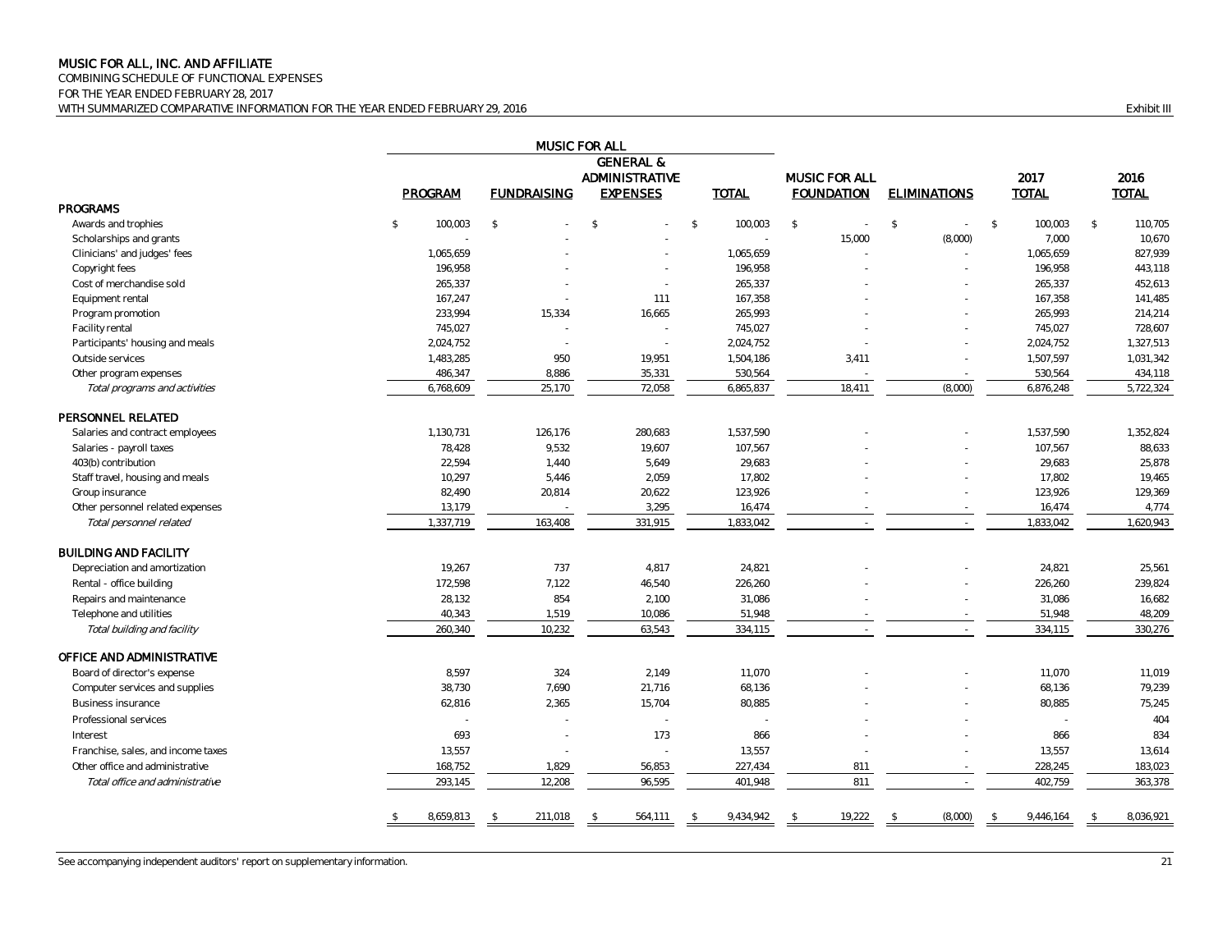# MUSIC FOR ALL, INC. AND AFFILIATE

COMBINING SCHEDULE OF FUNCTIONAL EXPENSES
FOR THE YEAR ENDED FEBRUARY 28, 2017
WITH SUMMARIZED COMPARATIVE INFORMATION FOR THE YEAR ENDED FEBRUARY 29, 2016

Exhibit III

| | MUSIC FOR ALL | | | | | | | |
|---|---|---|---|---|---|---|---|---|
| | PROGRAM | FUNDRAISING | GENERAL & ADMINISTRATIVE EXPENSES | TOTAL | MUSIC FOR ALL FOUNDATION | ELIMINATIONS | 2017 TOTAL | 2016 TOTAL |
| **PROGRAMS** | | | | | | | | |
| Awards and trophies | $ 100,003 | $ - | $ - | $ 100,003 | $ - | $ - | $ 100,003 | $ 110,705 |
| Scholarships and grants | - | - | - | - | 15,000 | (8,000) | 7,000 | 10,670 |
| Clinicians' and judges' fees | 1,065,659 | - | - | 1,065,659 | - | - | 1,065,659 | 827,939 |
| Copyright fees | 196,958 | - | - | 196,958 | - | - | 196,958 | 443,118 |
| Cost of merchandise sold | 265,337 | - | - | 265,337 | - | - | 265,337 | 452,613 |
| Equipment rental | 167,247 | - | 111 | 167,358 | - | - | 167,358 | 141,485 |
| Program promotion | 233,994 | 15,334 | 16,665 | 265,993 | - | - | 265,993 | 214,214 |
| Facility rental | 745,027 | - | - | 745,027 | - | - | 745,027 | 728,607 |
| Participants' housing and meals | 2,024,752 | - | - | 2,024,752 | - | - | 2,024,752 | 1,327,513 |
| Outside services | 1,483,285 | 950 | 19,951 | 1,504,186 | 3,411 | - | 1,507,597 | 1,031,342 |
| Other program expenses | 486,347 | 8,886 | 35,331 | 530,564 | - | - | 530,564 | 434,118 |
| *Total programs and activities* | 6,768,609 | 25,170 | 72,058 | 6,865,837 | 18,411 | (8,000) | 6,876,248 | 5,722,324 |
| **PERSONNEL RELATED** | | | | | | | | |
| Salaries and contract employees | 1,130,731 | 126,176 | 280,683 | 1,537,590 | - | - | 1,537,590 | 1,352,824 |
| Salaries - payroll taxes | 78,428 | 9,532 | 19,607 | 107,567 | - | - | 107,567 | 88,633 |
| 403(b) contribution | 22,594 | 1,440 | 5,649 | 29,683 | - | - | 29,683 | 25,878 |
| Staff travel, housing and meals | 10,297 | 5,446 | 2,059 | 17,802 | - | - | 17,802 | 19,465 |
| Group insurance | 82,490 | 20,814 | 20,622 | 123,926 | - | - | 123,926 | 129,369 |
| Other personnel related expenses | 13,179 | - | 3,295 | 16,474 | - | - | 16,474 | 4,774 |
| *Total personnel related* | 1,337,719 | 163,408 | 331,915 | 1,833,042 | - | - | 1,833,042 | 1,620,943 |
| **BUILDING AND FACILITY** | | | | | | | | |
| Depreciation and amortization | 19,267 | 737 | 4,817 | 24,821 | - | - | 24,821 | 25,561 |
| Rental - office building | 172,598 | 7,122 | 46,540 | 226,260 | - | - | 226,260 | 239,824 |
| Repairs and maintenance | 28,132 | 854 | 2,100 | 31,086 | - | - | 31,086 | 16,682 |
| Telephone and utilities | 40,343 | 1,519 | 10,086 | 51,948 | - | - | 51,948 | 48,209 |
| *Total building and facility* | 260,340 | 10,232 | 63,543 | 334,115 | - | - | 334,115 | 330,276 |
| **OFFICE AND ADMINISTRATIVE** | | | | | | | | |
| Board of director's expense | 8,597 | 324 | 2,149 | 11,070 | - | - | 11,070 | 11,019 |
| Computer services and supplies | 38,730 | 7,690 | 21,716 | 68,136 | - | - | 68,136 | 79,239 |
| Business insurance | 62,816 | 2,365 | 15,704 | 80,885 | - | - | 80,885 | 75,245 |
| Professional services | - | - | - | - | - | - | - | 404 |
| Interest | 693 | - | 173 | 866 | - | - | 866 | 834 |
| Franchise, sales, and income taxes | 13,557 | - | - | 13,557 | - | - | 13,557 | 13,614 |
| Other office and administrative | 168,752 | 1,829 | 56,853 | 227,434 | 811 | - | 228,245 | 183,023 |
| *Total office and administrative* | 293,145 | 12,208 | 96,595 | 401,948 | 811 | - | 402,759 | 363,378 |
| | $ 8,659,813 | $ 211,018 | $ 564,111 | $ 9,434,942 | $ 19,222 | $ (8,000) | $ 9,446,164 | $ 8,036,921 |

See accompanying independent auditors' report on supplementary information.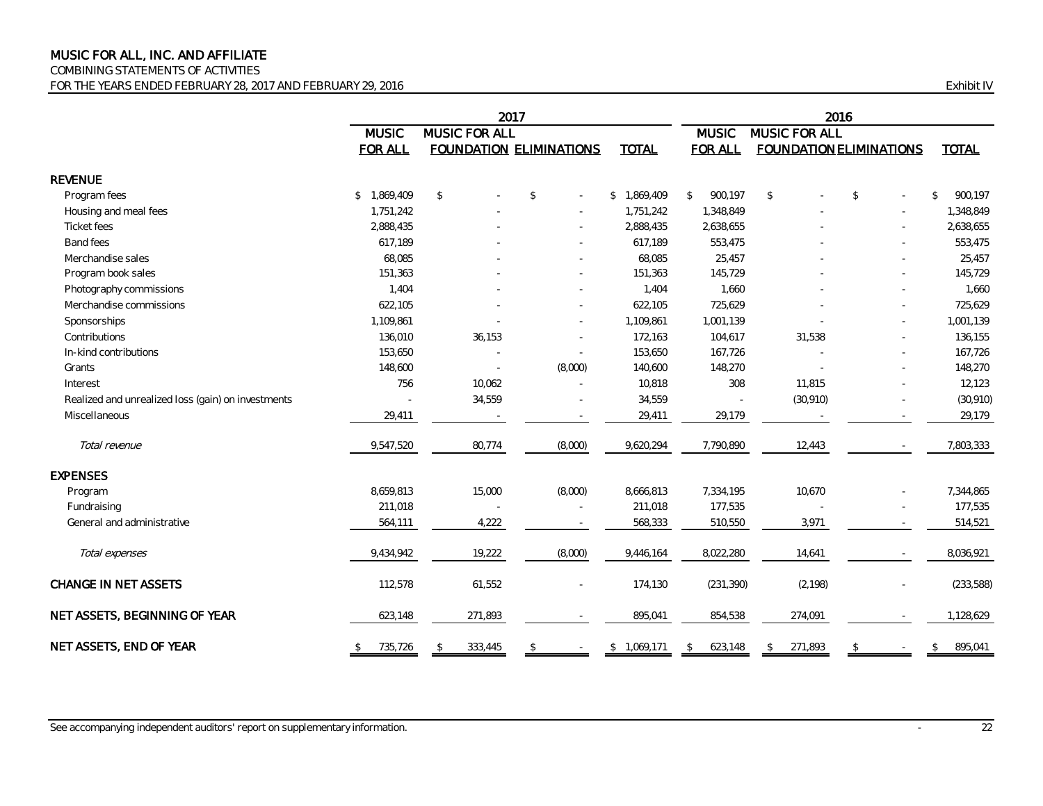# MUSIC FOR ALL, INC. AND AFFILIATE

COMBINING STATEMENTS OF ACTIVITIES

FOR THE YEARS ENDED FEBRUARY 28, 2017 AND FEBRUARY 29, 2016

Exhibit IV

| | 2017 | | | | 2016 | | | |
|---|---|---|---|---|---|---|---|---|
| | MUSIC FOR ALL | MUSIC FOR ALL FOUNDATION | ELIMINATIONS | TOTAL | MUSIC FOR ALL | MUSIC FOR ALL FOUNDATION | ELIMINATIONS | TOTAL |
| **REVENUE** | | | | | | | | |
| Program fees | $ 1,869,409 | $ - | $ - | $ 1,869,409 | $ 900,197 | $ - | $ - | $ 900,197 |
| Housing and meal fees | 1,751,242 | - | - | 1,751,242 | 1,348,849 | - | - | 1,348,849 |
| Ticket fees | 2,888,435 | - | - | 2,888,435 | 2,638,655 | - | - | 2,638,655 |
| Band fees | 617,189 | - | - | 617,189 | 553,475 | - | - | 553,475 |
| Merchandise sales | 68,085 | - | - | 68,085 | 25,457 | - | - | 25,457 |
| Program book sales | 151,363 | - | - | 151,363 | 145,729 | - | - | 145,729 |
| Photography commissions | 1,404 | - | - | 1,404 | 1,660 | - | - | 1,660 |
| Merchandise commissions | 622,105 | - | - | 622,105 | 725,629 | - | - | 725,629 |
| Sponsorships | 1,109,861 | - | - | 1,109,861 | 1,001,139 | - | - | 1,001,139 |
| Contributions | 136,010 | 36,153 | - | 172,163 | 104,617 | 31,538 | - | 136,155 |
| In-kind contributions | 153,650 | - | - | 153,650 | 167,726 | - | - | 167,726 |
| Grants | 148,600 | - | (8,000) | 140,600 | 148,270 | - | - | 148,270 |
| Interest | 756 | 10,062 | - | 10,818 | 308 | 11,815 | - | 12,123 |
| Realized and unrealized loss (gain) on investments | - | 34,559 | - | 34,559 | - | (30,910) | - | (30,910) |
| Miscellaneous | 29,411 | - | - | 29,411 | 29,179 | - | - | 29,179 |
| *Total revenue* | 9,547,520 | 80,774 | (8,000) | 9,620,294 | 7,790,890 | 12,443 | - | 7,803,333 |
| **EXPENSES** | | | | | | | | |
| Program | 8,659,813 | 15,000 | (8,000) | 8,666,813 | 7,334,195 | 10,670 | - | 7,344,865 |
| Fundraising | 211,018 | - | - | 211,018 | 177,535 | - | - | 177,535 |
| General and administrative | 564,111 | 4,222 | - | 568,333 | 510,550 | 3,971 | - | 514,521 |
| *Total expenses* | 9,434,942 | 19,222 | (8,000) | 9,446,164 | 8,022,280 | 14,641 | - | 8,036,921 |
| **CHANGE IN NET ASSETS** | 112,578 | 61,552 | - | 174,130 | (231,390) | (2,198) | - | (233,588) |
| **NET ASSETS, BEGINNING OF YEAR** | 623,148 | 271,893 | - | 895,041 | 854,538 | 274,091 | - | 1,128,629 |
| **NET ASSETS, END OF YEAR** | $ 735,726 | $ 333,445 | $ - | $ 1,069,171 | $ 623,148 | $ 271,893 | $ - | $ 895,041 |

See accompanying independent auditors' report on supplementary information.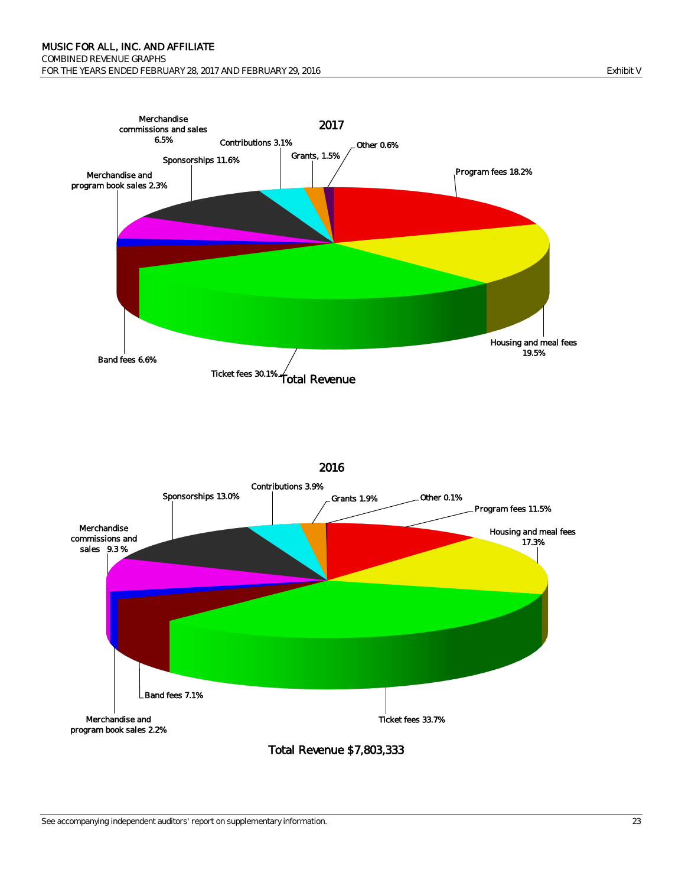MUSIC FOR ALL, INC. AND AFFILIATE
COMBINED REVENUE GRAPHS
FOR THE YEARS ENDED FEBRUARY 28, 2017 AND FEBRUARY 29, 2016

Exhibit V

## 2017

- Program fees 18.2%
- Housing and meal fees 19.5%
- Ticket fees 30.1%
- Band fees 6.6%
- Merchandise and program book sales 2.3%
- Merchandise commissions and sales 6.5%
- Sponsorships 11.6%
- Contributions 3.1%
- Grants, 1.5%
- Other 0.6%

Total Revenue

## 2016

- Other 0.1%
- Program fees 11.5%
- Housing and meal fees 17.3%
- Ticket fees 33.7%
- Band fees 7.1%
- Merchandise and program book sales 2.2%
- Merchandise commissions and sales 9.3 %
- Sponsorships 13.0%
- Contributions 3.9%
- Grants 1.9%

Total Revenue $7,803,333

See accompanying independent auditors' report on supplementary information.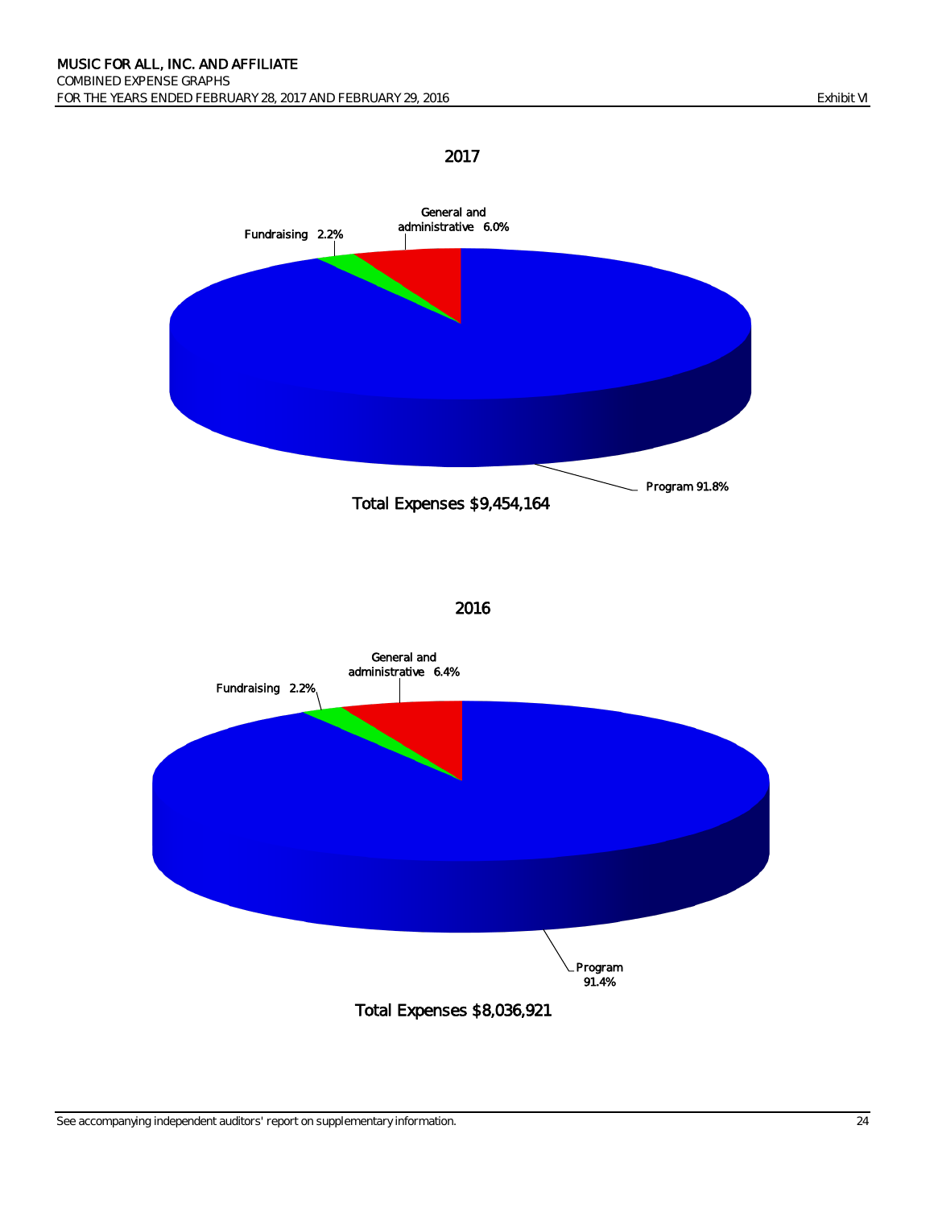MUSIC FOR ALL, INC. AND AFFILIATE
COMBINED EXPENSE GRAPHS
FOR THE YEARS ENDED FEBRUARY 28, 2017 AND FEBRUARY 29, 2016

Exhibit VI

## 2017

General and administrative 6.0%

Fundraising 2.2%

Program 91.8%

Total Expenses $9,454,164

## 2016

General and administrative 6.4%

Fundraising 2.2%

Program 91.4%

Total Expenses $8,036,921

See accompanying independent auditors' report on supplementary information.